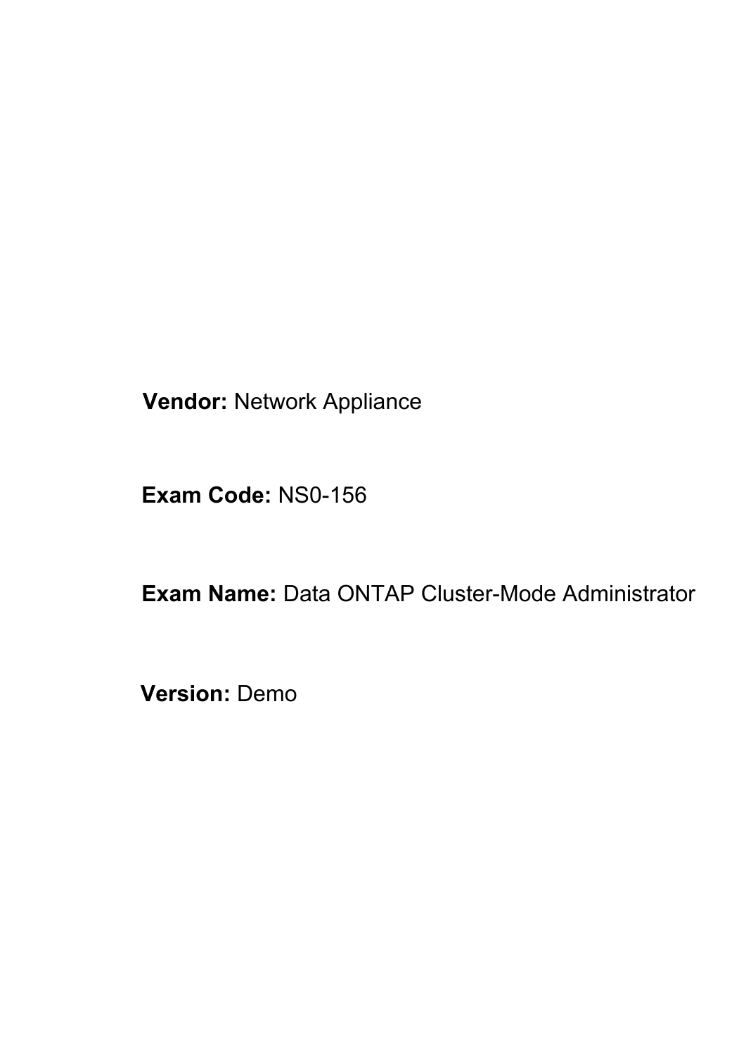**Vendor:** Network Appliance

**Exam Code:** NS0-156

**Exam Name:** Data ONTAP Cluster-Mode Administrator

**Version:** Demo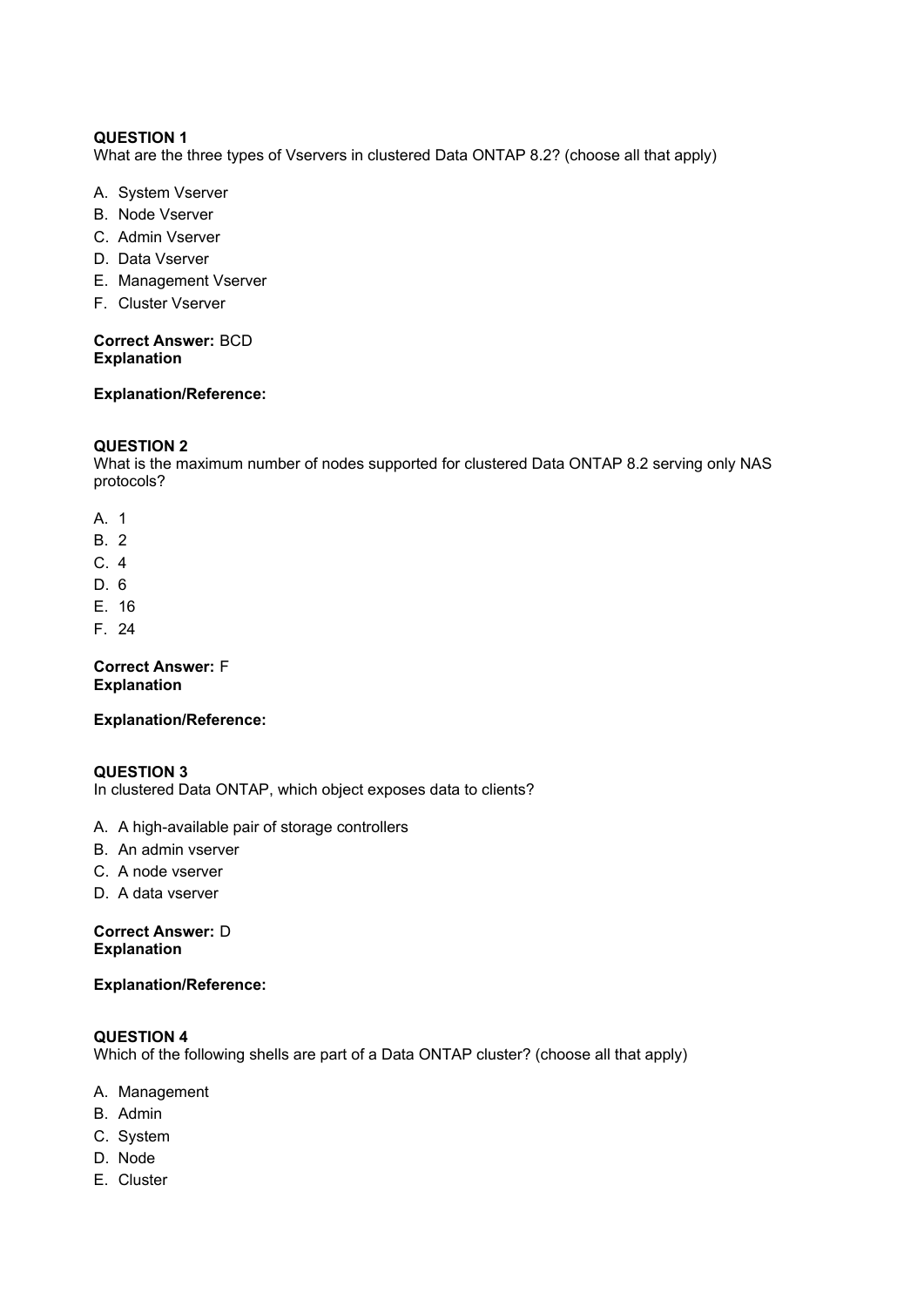**QUESTION 1**
What are the three types of Vservers in clustered Data ONTAP 8.2? (choose all that apply)

A. System Vserver
B. Node Vserver
C. Admin Vserver
D. Data Vserver
E. Management Vserver
F. Cluster Vserver

**Correct Answer:** BCD
**Explanation**

**Explanation/Reference:**

**QUESTION 2**
What is the maximum number of nodes supported for clustered Data ONTAP 8.2 serving only NAS protocols?

A. 1
B. 2
C. 4
D. 6
E. 16
F. 24

**Correct Answer:** F
**Explanation**

**Explanation/Reference:**

**QUESTION 3**
In clustered Data ONTAP, which object exposes data to clients?

A. A high-available pair of storage controllers
B. An admin vserver
C. A node vserver
D. A data vserver

**Correct Answer:** D
**Explanation**

**Explanation/Reference:**

**QUESTION 4**
Which of the following shells are part of a Data ONTAP cluster? (choose all that apply)

A. Management
B. Admin
C. System
D. Node
E. Cluster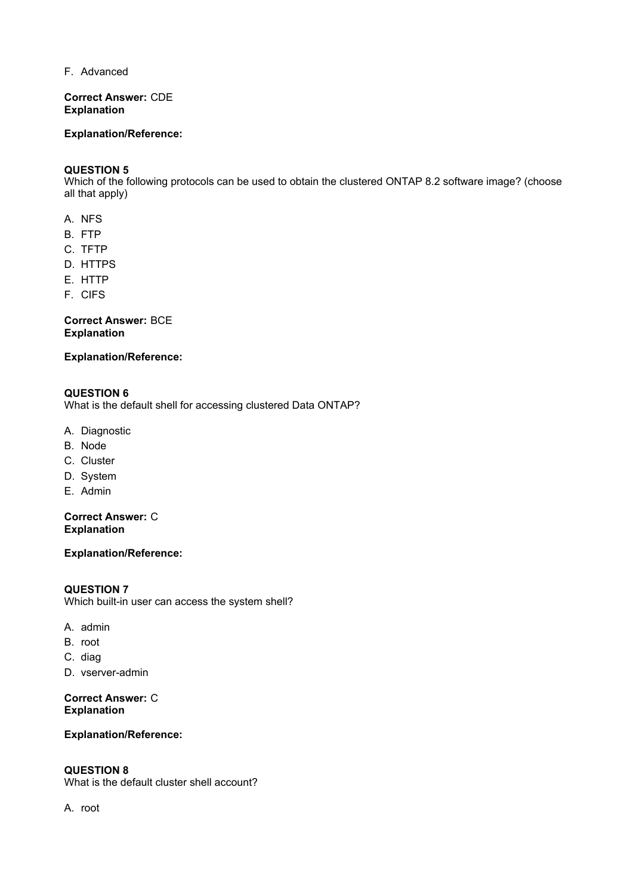F. Advanced

**Correct Answer:** CDE
**Explanation**

**Explanation/Reference:**

**QUESTION 5**
Which of the following protocols can be used to obtain the clustered ONTAP 8.2 software image? (choose all that apply)

A. NFS
B. FTP
C. TFTP
D. HTTPS
E. HTTP
F. CIFS

**Correct Answer:** BCE
**Explanation**

**Explanation/Reference:**

**QUESTION 6**
What is the default shell for accessing clustered Data ONTAP?

A. Diagnostic
B. Node
C. Cluster
D. System
E. Admin

**Correct Answer:** C
**Explanation**

**Explanation/Reference:**

**QUESTION 7**
Which built-in user can access the system shell?

A. admin
B. root
C. diag
D. vserver-admin

**Correct Answer:** C
**Explanation**

**Explanation/Reference:**

**QUESTION 8**
What is the default cluster shell account?

A. root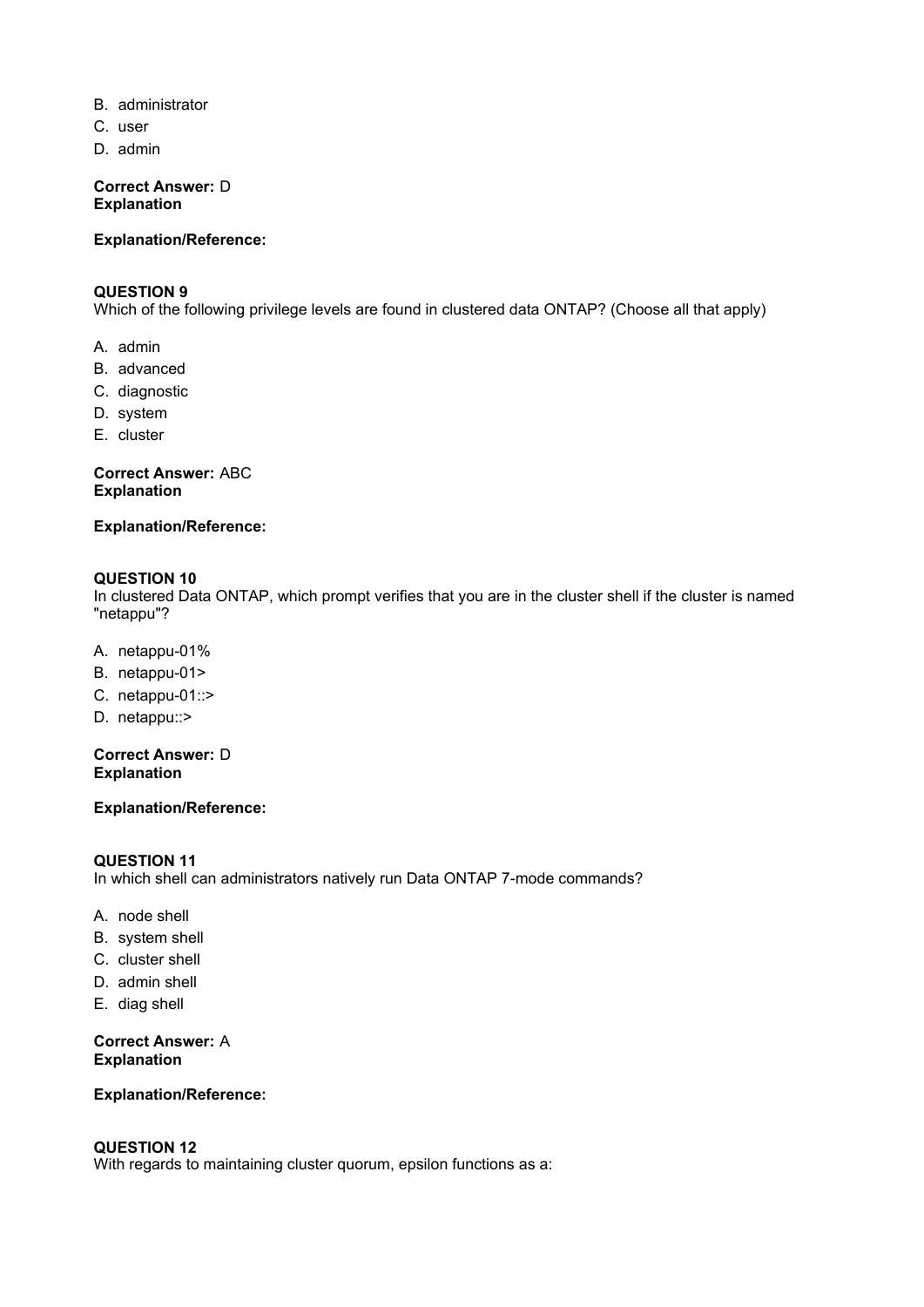B. administrator
C. user
D. admin

**Correct Answer:** D
**Explanation**

**Explanation/Reference:**

**QUESTION 9**
Which of the following privilege levels are found in clustered data ONTAP? (Choose all that apply)

A. admin
B. advanced
C. diagnostic
D. system
E. cluster

**Correct Answer:** ABC
**Explanation**

**Explanation/Reference:**

**QUESTION 10**
In clustered Data ONTAP, which prompt verifies that you are in the cluster shell if the cluster is named "netappu"?

A. netappu-01%
B. netappu-01>
C. netappu-01::>
D. netappu::>

**Correct Answer:** D
**Explanation**

**Explanation/Reference:**

**QUESTION 11**
In which shell can administrators natively run Data ONTAP 7-mode commands?

A. node shell
B. system shell
C. cluster shell
D. admin shell
E. diag shell

**Correct Answer:** A
**Explanation**

**Explanation/Reference:**

**QUESTION 12**
With regards to maintaining cluster quorum, epsilon functions as a: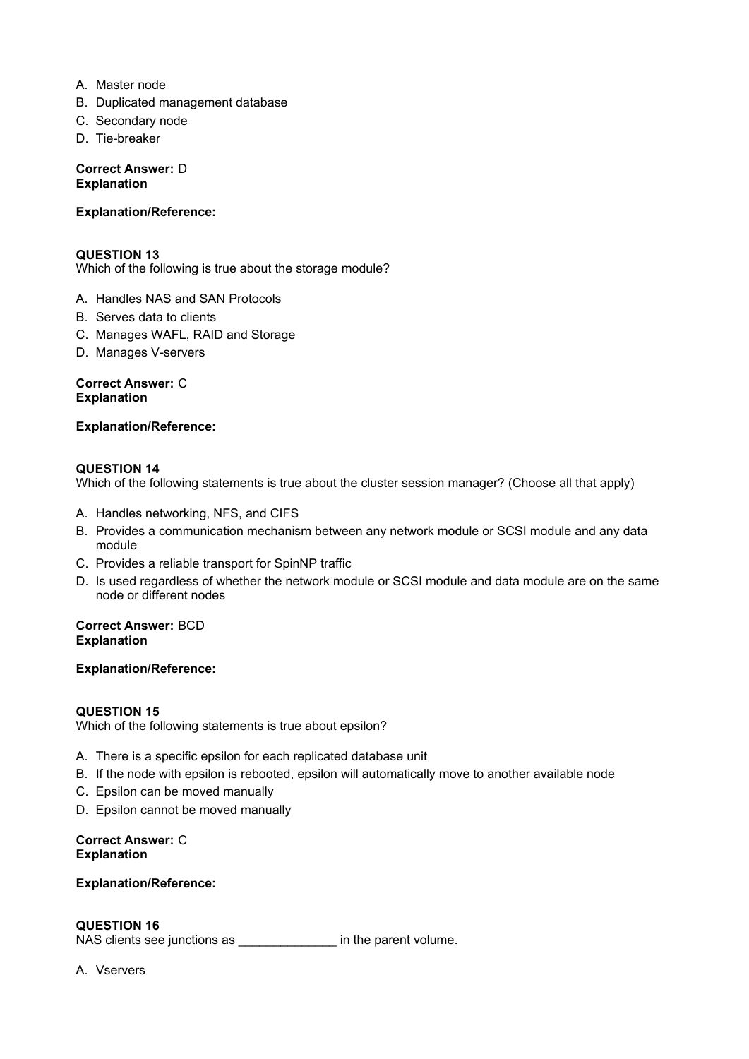A. Master node
B. Duplicated management database
C. Secondary node
D. Tie-breaker

**Correct Answer:** D
**Explanation**

**Explanation/Reference:**

**QUESTION 13**
Which of the following is true about the storage module?

A. Handles NAS and SAN Protocols
B. Serves data to clients
C. Manages WAFL, RAID and Storage
D. Manages V-servers

**Correct Answer:** C
**Explanation**

**Explanation/Reference:**

**QUESTION 14**
Which of the following statements is true about the cluster session manager? (Choose all that apply)

A. Handles networking, NFS, and CIFS
B. Provides a communication mechanism between any network module or SCSI module and any data module
C. Provides a reliable transport for SpinNP traffic
D. Is used regardless of whether the network module or SCSI module and data module are on the same node or different nodes

**Correct Answer:** BCD
**Explanation**

**Explanation/Reference:**

**QUESTION 15**
Which of the following statements is true about epsilon?

A. There is a specific epsilon for each replicated database unit
B. If the node with epsilon is rebooted, epsilon will automatically move to another available node
C. Epsilon can be moved manually
D. Epsilon cannot be moved manually

**Correct Answer:** C
**Explanation**

**Explanation/Reference:**

**QUESTION 16**
NAS clients see junctions as ______________ in the parent volume.

A. Vservers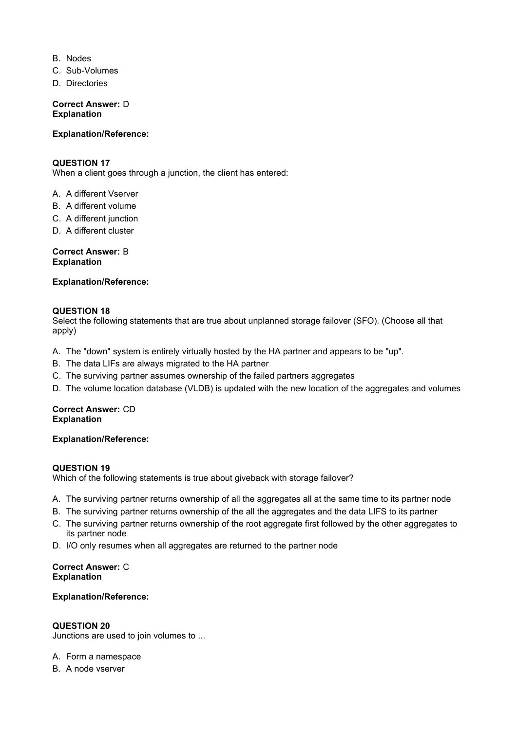B. Nodes
C. Sub-Volumes
D. Directories

**Correct Answer:** D
**Explanation**

**Explanation/Reference:**

**QUESTION 17**
When a client goes through a junction, the client has entered:

A. A different Vserver
B. A different volume
C. A different junction
D. A different cluster

**Correct Answer:** B
**Explanation**

**Explanation/Reference:**

**QUESTION 18**
Select the following statements that are true about unplanned storage failover (SFO). (Choose all that apply)

A. The "down" system is entirely virtually hosted by the HA partner and appears to be "up".
B. The data LIFs are always migrated to the HA partner
C. The surviving partner assumes ownership of the failed partners aggregates
D. The volume location database (VLDB) is updated with the new location of the aggregates and volumes

**Correct Answer:** CD
**Explanation**

**Explanation/Reference:**

**QUESTION 19**
Which of the following statements is true about giveback with storage failover?

A. The surviving partner returns ownership of all the aggregates all at the same time to its partner node
B. The surviving partner returns ownership of the all the aggregates and the data LIFS to its partner
C. The surviving partner returns ownership of the root aggregate first followed by the other aggregates to its partner node
D. I/O only resumes when all aggregates are returned to the partner node

**Correct Answer:** C
**Explanation**

**Explanation/Reference:**

**QUESTION 20**
Junctions are used to join volumes to ...

A. Form a namespace
B. A node vserver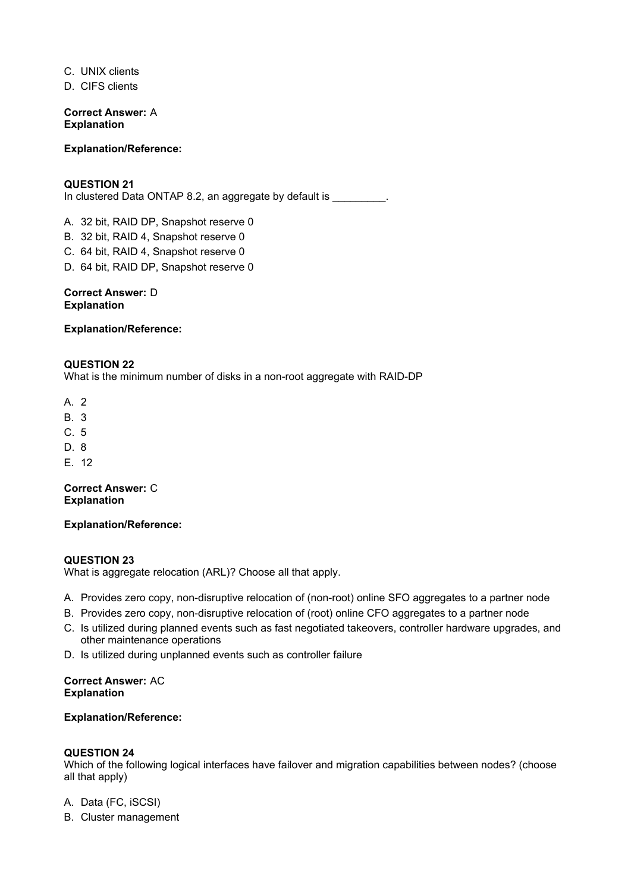C. UNIX clients
D. CIFS clients

**Correct Answer:** A
**Explanation**

**Explanation/Reference:**

**QUESTION 21**
In clustered Data ONTAP 8.2, an aggregate by default is _________.

A. 32 bit, RAID DP, Snapshot reserve 0
B. 32 bit, RAID 4, Snapshot reserve 0
C. 64 bit, RAID 4, Snapshot reserve 0
D. 64 bit, RAID DP, Snapshot reserve 0

**Correct Answer:** D
**Explanation**

**Explanation/Reference:**

**QUESTION 22**
What is the minimum number of disks in a non-root aggregate with RAID-DP

A. 2
B. 3
C. 5
D. 8
E. 12

**Correct Answer:** C
**Explanation**

**Explanation/Reference:**

**QUESTION 23**
What is aggregate relocation (ARL)? Choose all that apply.

A. Provides zero copy, non-disruptive relocation of (non-root) online SFO aggregates to a partner node
B. Provides zero copy, non-disruptive relocation of (root) online CFO aggregates to a partner node
C. Is utilized during planned events such as fast negotiated takeovers, controller hardware upgrades, and other maintenance operations
D. Is utilized during unplanned events such as controller failure

**Correct Answer:** AC
**Explanation**

**Explanation/Reference:**

**QUESTION 24**
Which of the following logical interfaces have failover and migration capabilities between nodes? (choose all that apply)

A. Data (FC, iSCSI)
B. Cluster management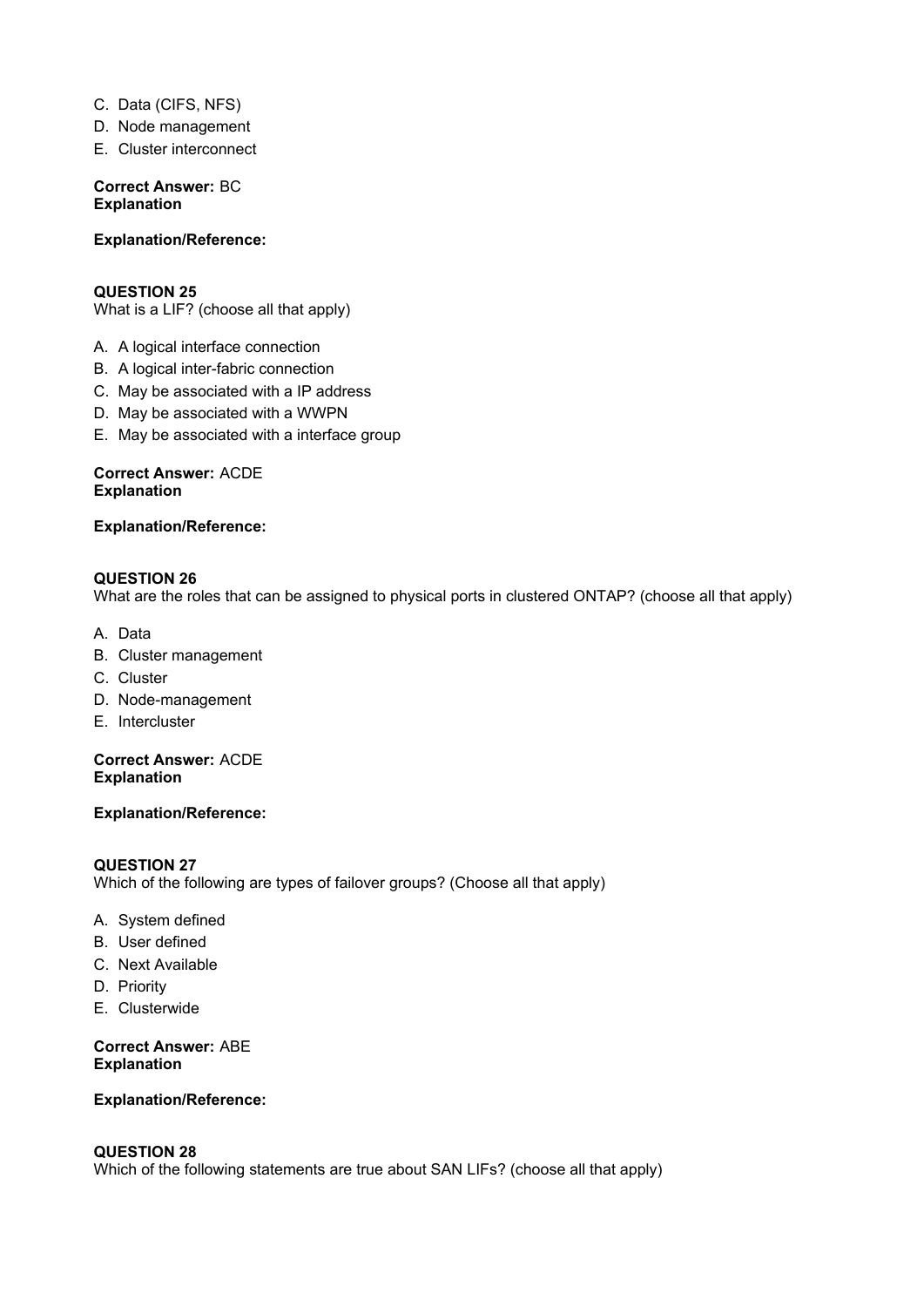C. Data (CIFS, NFS)
D. Node management
E. Cluster interconnect

**Correct Answer:** BC
**Explanation**

**Explanation/Reference:**

**QUESTION 25**
What is a LIF? (choose all that apply)

A. A logical interface connection
B. A logical inter-fabric connection
C. May be associated with a IP address
D. May be associated with a WWPN
E. May be associated with a interface group

**Correct Answer:** ACDE
**Explanation**

**Explanation/Reference:**

**QUESTION 26**
What are the roles that can be assigned to physical ports in clustered ONTAP? (choose all that apply)

A. Data
B. Cluster management
C. Cluster
D. Node-management
E. Intercluster

**Correct Answer:** ACDE
**Explanation**

**Explanation/Reference:**

**QUESTION 27**
Which of the following are types of failover groups? (Choose all that apply)

A. System defined
B. User defined
C. Next Available
D. Priority
E. Clusterwide

**Correct Answer:** ABE
**Explanation**

**Explanation/Reference:**

**QUESTION 28**
Which of the following statements are true about SAN LIFs? (choose all that apply)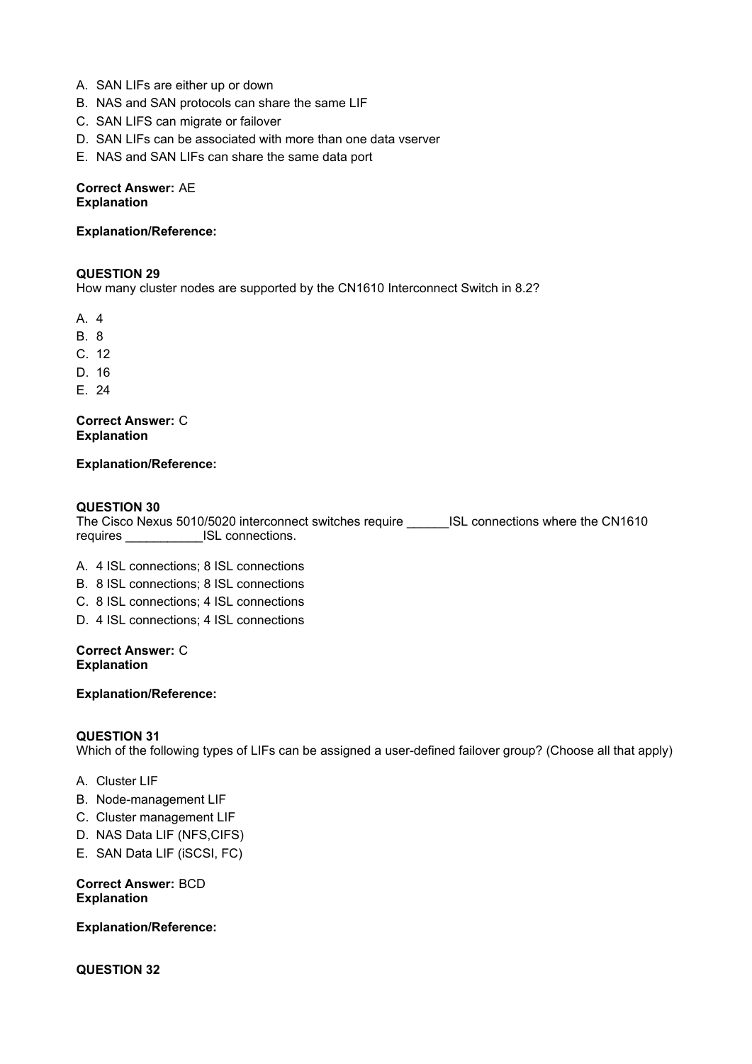A. SAN LIFs are either up or down
B. NAS and SAN protocols can share the same LIF
C. SAN LIFS can migrate or failover
D. SAN LIFs can be associated with more than one data vserver
E. NAS and SAN LIFs can share the same data port

**Correct Answer:** AE
**Explanation**

**Explanation/Reference:**

**QUESTION 29**
How many cluster nodes are supported by the CN1610 Interconnect Switch in 8.2?

A. 4
B. 8
C. 12
D. 16
E. 24

**Correct Answer:** C
**Explanation**

**Explanation/Reference:**

**QUESTION 30**
The Cisco Nexus 5010/5020 interconnect switches require ______ISL connections where the CN1610 requires ___________ISL connections.

A. 4 ISL connections; 8 ISL connections
B. 8 ISL connections; 8 ISL connections
C. 8 ISL connections; 4 ISL connections
D. 4 ISL connections; 4 ISL connections

**Correct Answer:** C
**Explanation**

**Explanation/Reference:**

**QUESTION 31**
Which of the following types of LIFs can be assigned a user-defined failover group? (Choose all that apply)

A. Cluster LIF
B. Node-management LIF
C. Cluster management LIF
D. NAS Data LIF (NFS,CIFS)
E. SAN Data LIF (iSCSI, FC)

**Correct Answer:** BCD
**Explanation**

**Explanation/Reference:**

**QUESTION 32**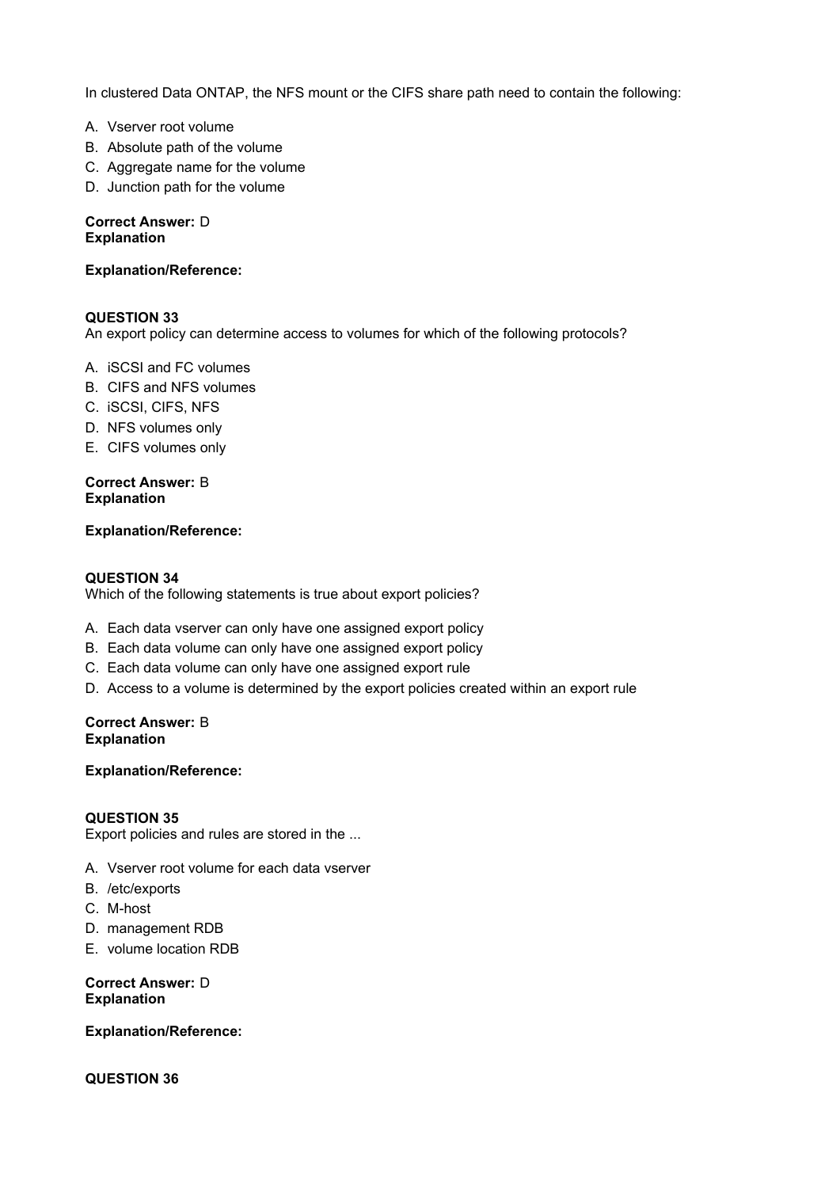In clustered Data ONTAP, the NFS mount or the CIFS share path need to contain the following:

A. Vserver root volume
B. Absolute path of the volume
C. Aggregate name for the volume
D. Junction path for the volume

**Correct Answer:** D
**Explanation**

**Explanation/Reference:**

**QUESTION 33**
An export policy can determine access to volumes for which of the following protocols?

A. iSCSI and FC volumes
B. CIFS and NFS volumes
C. iSCSI, CIFS, NFS
D. NFS volumes only
E. CIFS volumes only

**Correct Answer:** B
**Explanation**

**Explanation/Reference:**

**QUESTION 34**
Which of the following statements is true about export policies?

A. Each data vserver can only have one assigned export policy
B. Each data volume can only have one assigned export policy
C. Each data volume can only have one assigned export rule
D. Access to a volume is determined by the export policies created within an export rule

**Correct Answer:** B
**Explanation**

**Explanation/Reference:**

**QUESTION 35**
Export policies and rules are stored in the ...

A. Vserver root volume for each data vserver
B. /etc/exports
C. M-host
D. management RDB
E. volume location RDB

**Correct Answer:** D
**Explanation**

**Explanation/Reference:**

**QUESTION 36**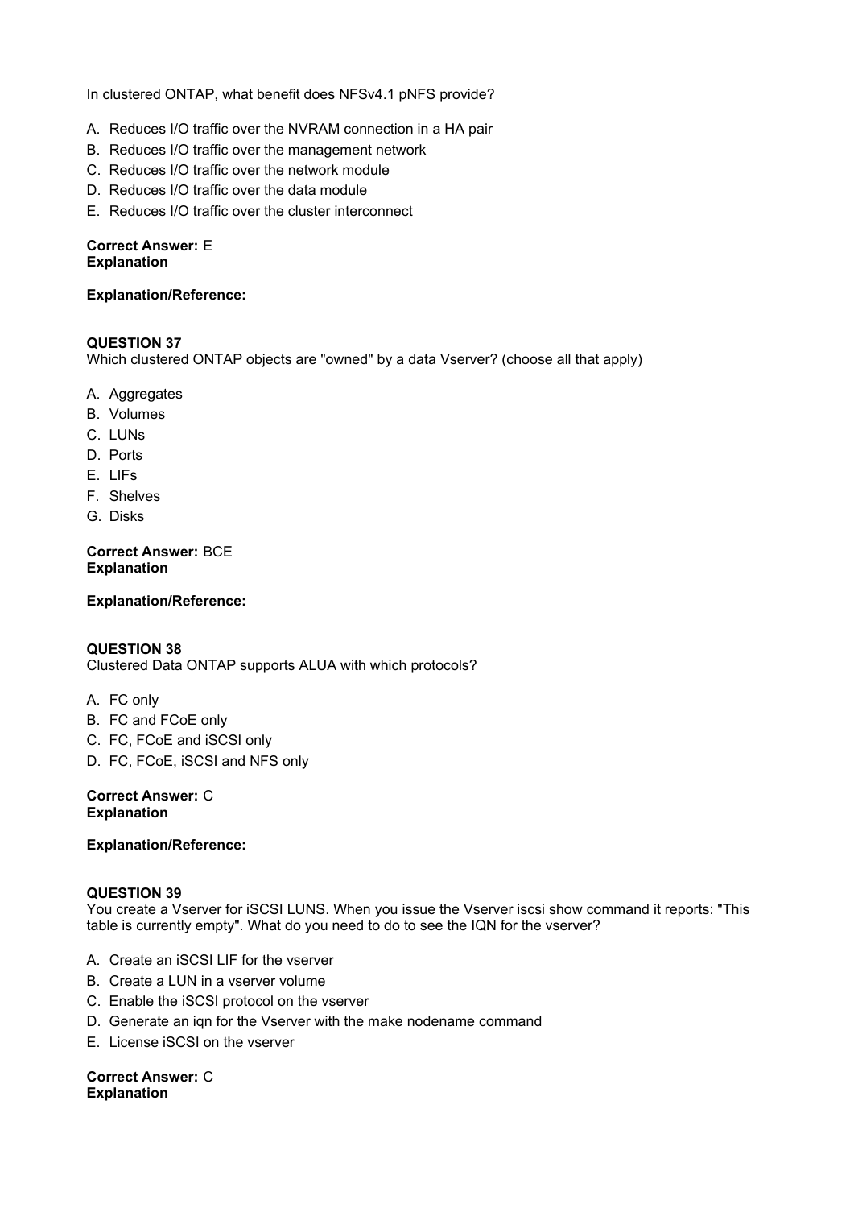In clustered ONTAP, what benefit does NFSv4.1 pNFS provide?

A. Reduces I/O traffic over the NVRAM connection in a HA pair
B. Reduces I/O traffic over the management network
C. Reduces I/O traffic over the network module
D. Reduces I/O traffic over the data module
E. Reduces I/O traffic over the cluster interconnect

**Correct Answer:** E
**Explanation**

**Explanation/Reference:**

**QUESTION 37**
Which clustered ONTAP objects are "owned" by a data Vserver? (choose all that apply)

A. Aggregates
B. Volumes
C. LUNs
D. Ports
E. LIFs
F. Shelves
G. Disks

**Correct Answer:** BCE
**Explanation**

**Explanation/Reference:**

**QUESTION 38**
Clustered Data ONTAP supports ALUA with which protocols?

A. FC only
B. FC and FCoE only
C. FC, FCoE and iSCSI only
D. FC, FCoE, iSCSI and NFS only

**Correct Answer:** C
**Explanation**

**Explanation/Reference:**

**QUESTION 39**
You create a Vserver for iSCSI LUNS. When you issue the Vserver iscsi show command it reports: "This table is currently empty". What do you need to do to see the IQN for the vserver?

A. Create an iSCSI LIF for the vserver
B. Create a LUN in a vserver volume
C. Enable the iSCSI protocol on the vserver
D. Generate an iqn for the Vserver with the make nodename command
E. License iSCSI on the vserver

**Correct Answer:** C
**Explanation**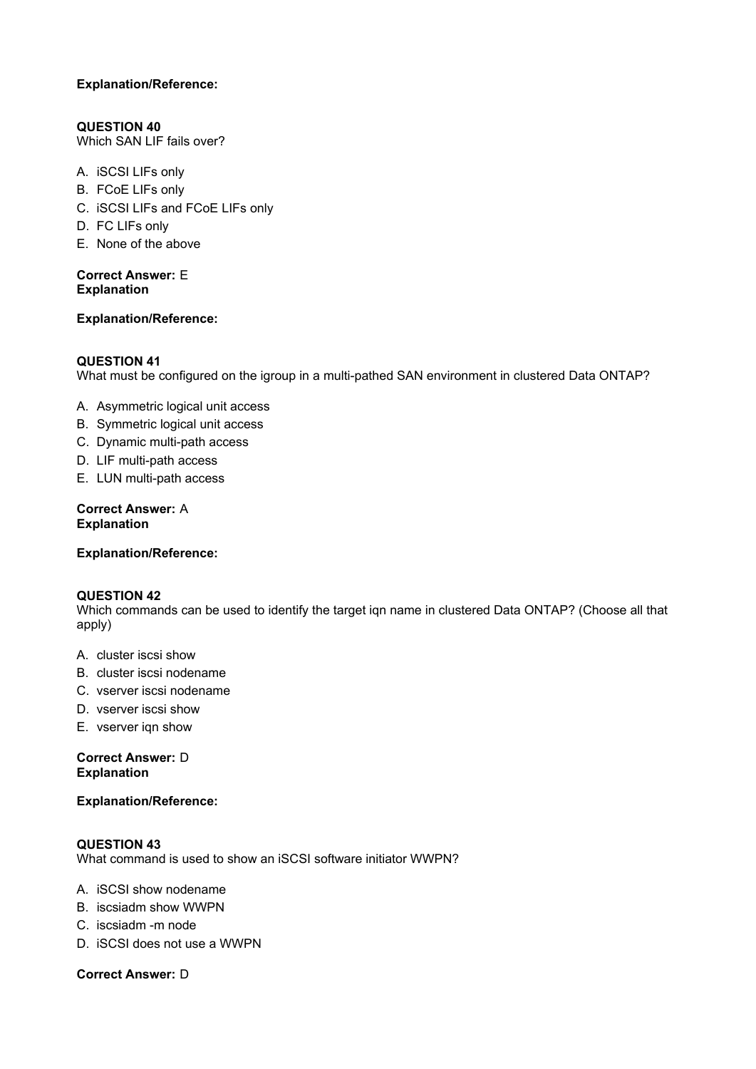**Explanation/Reference:**

**QUESTION 40**
Which SAN LIF fails over?

A. iSCSI LIFs only
B. FCoE LIFs only
C. iSCSI LIFs and FCoE LIFs only
D. FC LIFs only
E. None of the above

**Correct Answer:** E
**Explanation**

**Explanation/Reference:**

**QUESTION 41**
What must be configured on the igroup in a multi-pathed SAN environment in clustered Data ONTAP?

A. Asymmetric logical unit access
B. Symmetric logical unit access
C. Dynamic multi-path access
D. LIF multi-path access
E. LUN multi-path access

**Correct Answer:** A
**Explanation**

**Explanation/Reference:**

**QUESTION 42**
Which commands can be used to identify the target iqn name in clustered Data ONTAP? (Choose all that apply)

A. cluster iscsi show
B. cluster iscsi nodename
C. vserver iscsi nodename
D. vserver iscsi show
E. vserver iqn show

**Correct Answer:** D
**Explanation**

**Explanation/Reference:**

**QUESTION 43**
What command is used to show an iSCSI software initiator WWPN?

A. iSCSI show nodename
B. iscsiadm show WWPN
C. iscsiadm -m node
D. iSCSI does not use a WWPN

**Correct Answer:** D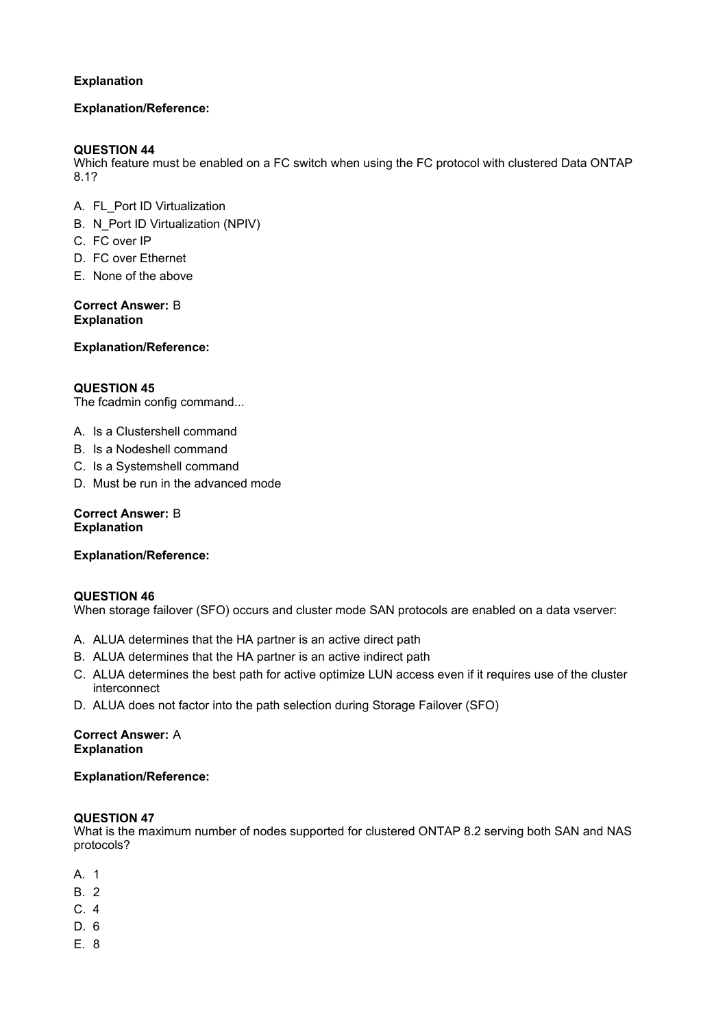**Explanation**

**Explanation/Reference:**

**QUESTION 44**
Which feature must be enabled on a FC switch when using the FC protocol with clustered Data ONTAP 8.1?

A. FL_Port ID Virtualization
B. N_Port ID Virtualization (NPIV)
C. FC over IP
D. FC over Ethernet
E. None of the above

**Correct Answer:** B
**Explanation**

**Explanation/Reference:**

**QUESTION 45**
The fcadmin config command...

A. Is a Clustershell command
B. Is a Nodeshell command
C. Is a Systemshell command
D. Must be run in the advanced mode

**Correct Answer:** B
**Explanation**

**Explanation/Reference:**

**QUESTION 46**
When storage failover (SFO) occurs and cluster mode SAN protocols are enabled on a data vserver:

A. ALUA determines that the HA partner is an active direct path
B. ALUA determines that the HA partner is an active indirect path
C. ALUA determines the best path for active optimize LUN access even if it requires use of the cluster interconnect
D. ALUA does not factor into the path selection during Storage Failover (SFO)

**Correct Answer:** A
**Explanation**

**Explanation/Reference:**

**QUESTION 47**
What is the maximum number of nodes supported for clustered ONTAP 8.2 serving both SAN and NAS protocols?

A. 1
B. 2
C. 4
D. 6
E. 8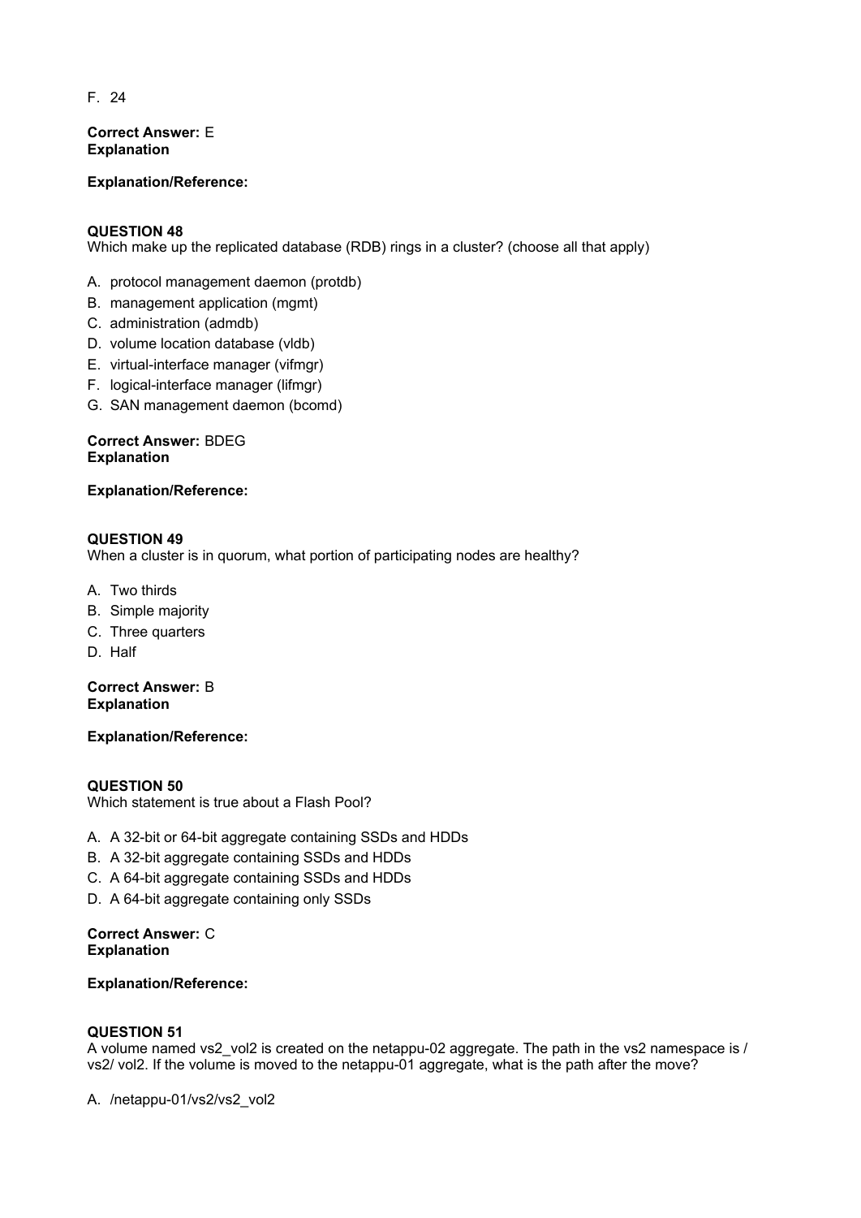F. 24

**Correct Answer:** E
**Explanation**

**Explanation/Reference:**

**QUESTION 48**
Which make up the replicated database (RDB) rings in a cluster? (choose all that apply)

A. protocol management daemon (protdb)
B. management application (mgmt)
C. administration (admdb)
D. volume location database (vldb)
E. virtual-interface manager (vifmgr)
F. logical-interface manager (lifmgr)
G. SAN management daemon (bcomd)

**Correct Answer:** BDEG
**Explanation**

**Explanation/Reference:**

**QUESTION 49**
When a cluster is in quorum, what portion of participating nodes are healthy?

A. Two thirds
B. Simple majority
C. Three quarters
D. Half

**Correct Answer:** B
**Explanation**

**Explanation/Reference:**

**QUESTION 50**
Which statement is true about a Flash Pool?

A. A 32-bit or 64-bit aggregate containing SSDs and HDDs
B. A 32-bit aggregate containing SSDs and HDDs
C. A 64-bit aggregate containing SSDs and HDDs
D. A 64-bit aggregate containing only SSDs

**Correct Answer:** C
**Explanation**

**Explanation/Reference:**

**QUESTION 51**
A volume named vs2_vol2 is created on the netappu-02 aggregate. The path in the vs2 namespace is / vs2/ vol2. If the volume is moved to the netappu-01 aggregate, what is the path after the move?

A. /netappu-01/vs2/vs2_vol2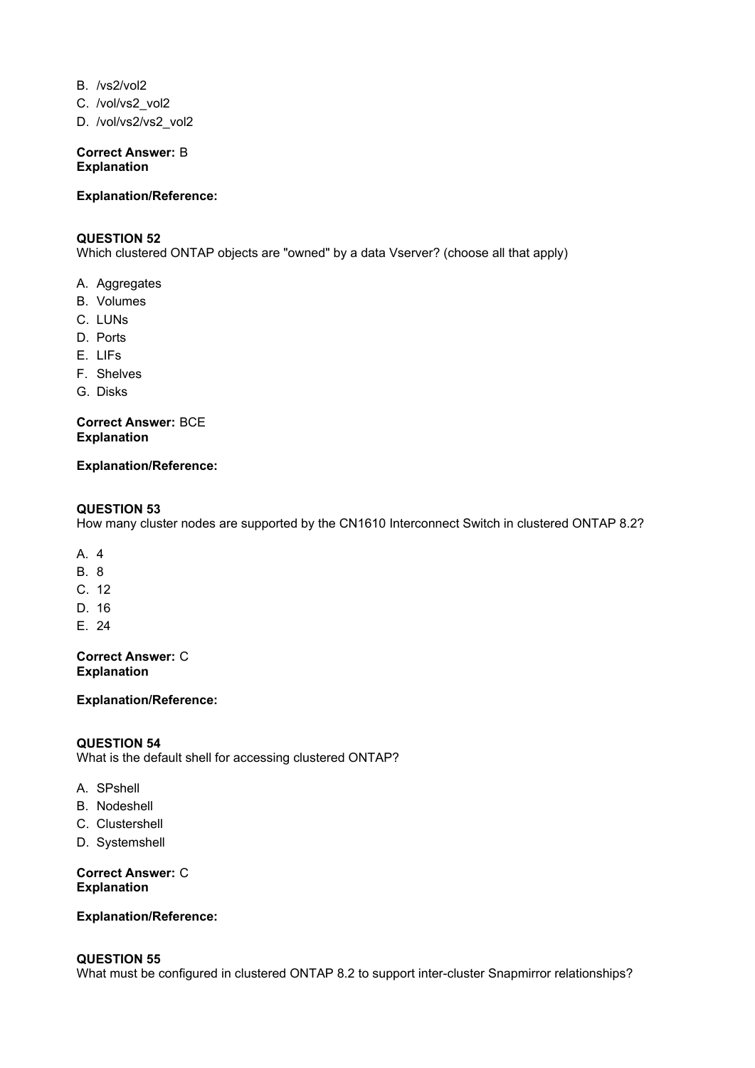B. /vs2/vol2
C. /vol/vs2_vol2
D. /vol/vs2/vs2_vol2

**Correct Answer:** B
**Explanation**

**Explanation/Reference:**

**QUESTION 52**
Which clustered ONTAP objects are "owned" by a data Vserver? (choose all that apply)

A. Aggregates
B. Volumes
C. LUNs
D. Ports
E. LIFs
F. Shelves
G. Disks

**Correct Answer:** BCE
**Explanation**

**Explanation/Reference:**

**QUESTION 53**
How many cluster nodes are supported by the CN1610 Interconnect Switch in clustered ONTAP 8.2?

A. 4
B. 8
C. 12
D. 16
E. 24

**Correct Answer:** C
**Explanation**

**Explanation/Reference:**

**QUESTION 54**
What is the default shell for accessing clustered ONTAP?

A. SPshell
B. Nodeshell
C. Clustershell
D. Systemshell

**Correct Answer:** C
**Explanation**

**Explanation/Reference:**

**QUESTION 55**
What must be configured in clustered ONTAP 8.2 to support inter-cluster Snapmirror relationships?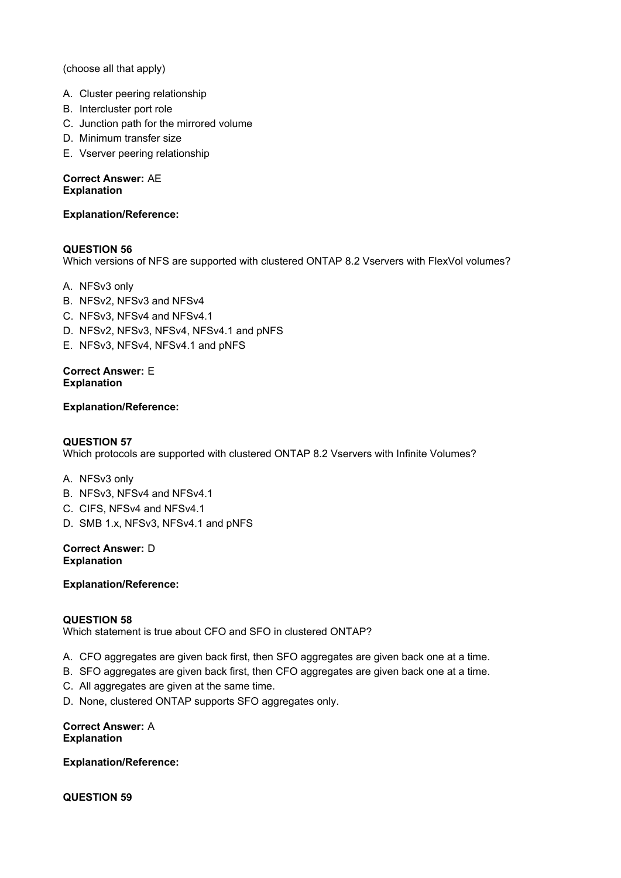(choose all that apply)

A. Cluster peering relationship
B. Intercluster port role
C. Junction path for the mirrored volume
D. Minimum transfer size
E. Vserver peering relationship

**Correct Answer:** AE
**Explanation**

**Explanation/Reference:**

**QUESTION 56**
Which versions of NFS are supported with clustered ONTAP 8.2 Vservers with FlexVol volumes?

A. NFSv3 only
B. NFSv2, NFSv3 and NFSv4
C. NFSv3, NFSv4 and NFSv4.1
D. NFSv2, NFSv3, NFSv4, NFSv4.1 and pNFS
E. NFSv3, NFSv4, NFSv4.1 and pNFS

**Correct Answer:** E
**Explanation**

**Explanation/Reference:**

**QUESTION 57**
Which protocols are supported with clustered ONTAP 8.2 Vservers with Infinite Volumes?

A. NFSv3 only
B. NFSv3, NFSv4 and NFSv4.1
C. CIFS, NFSv4 and NFSv4.1
D. SMB 1.x, NFSv3, NFSv4.1 and pNFS

**Correct Answer:** D
**Explanation**

**Explanation/Reference:**

**QUESTION 58**
Which statement is true about CFO and SFO in clustered ONTAP?

A. CFO aggregates are given back first, then SFO aggregates are given back one at a time.
B. SFO aggregates are given back first, then CFO aggregates are given back one at a time.
C. All aggregates are given at the same time.
D. None, clustered ONTAP supports SFO aggregates only.

**Correct Answer:** A
**Explanation**

**Explanation/Reference:**

**QUESTION 59**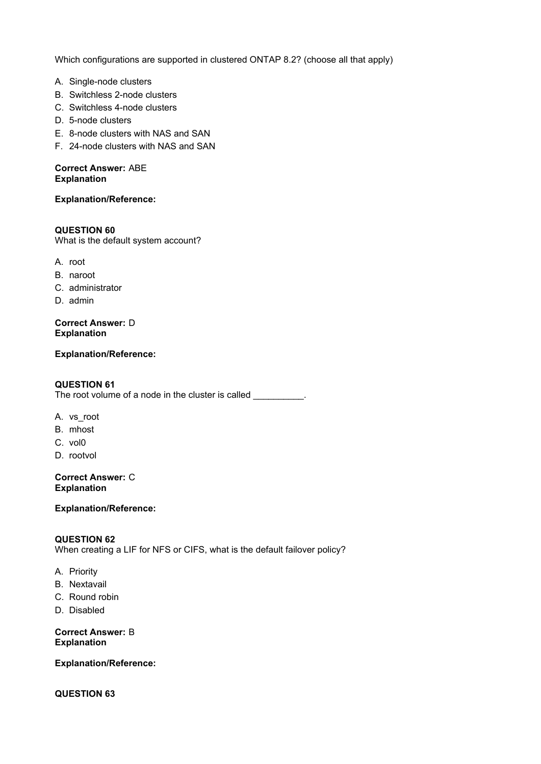Which configurations are supported in clustered ONTAP 8.2? (choose all that apply)

A. Single-node clusters
B. Switchless 2-node clusters
C. Switchless 4-node clusters
D. 5-node clusters
E. 8-node clusters with NAS and SAN
F. 24-node clusters with NAS and SAN

**Correct Answer:** ABE
**Explanation**

**Explanation/Reference:**

**QUESTION 60**
What is the default system account?

A. root
B. naroot
C. administrator
D. admin

**Correct Answer:** D
**Explanation**

**Explanation/Reference:**

**QUESTION 61**
The root volume of a node in the cluster is called __________.

A. vs_root
B. mhost
C. vol0
D. rootvol

**Correct Answer:** C
**Explanation**

**Explanation/Reference:**

**QUESTION 62**
When creating a LIF for NFS or CIFS, what is the default failover policy?

A. Priority
B. Nextavail
C. Round robin
D. Disabled

**Correct Answer:** B
**Explanation**

**Explanation/Reference:**

**QUESTION 63**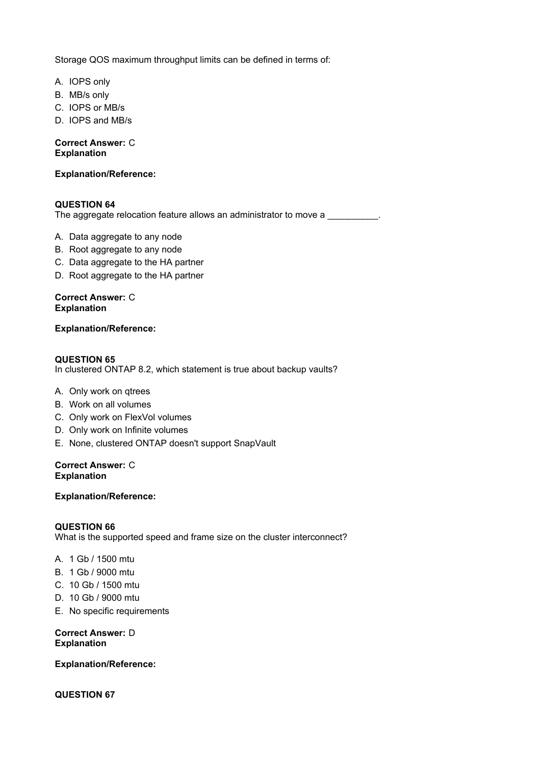Storage QOS maximum throughput limits can be defined in terms of:

A. IOPS only
B. MB/s only
C. IOPS or MB/s
D. IOPS and MB/s

**Correct Answer:** C
**Explanation**

**Explanation/Reference:**

**QUESTION 64**
The aggregate relocation feature allows an administrator to move a __________.

A. Data aggregate to any node
B. Root aggregate to any node
C. Data aggregate to the HA partner
D. Root aggregate to the HA partner

**Correct Answer:** C
**Explanation**

**Explanation/Reference:**

**QUESTION 65**
In clustered ONTAP 8.2, which statement is true about backup vaults?

A. Only work on qtrees
B. Work on all volumes
C. Only work on FlexVol volumes
D. Only work on Infinite volumes
E. None, clustered ONTAP doesn't support SnapVault

**Correct Answer:** C
**Explanation**

**Explanation/Reference:**

**QUESTION 66**
What is the supported speed and frame size on the cluster interconnect?

A. 1 Gb / 1500 mtu
B. 1 Gb / 9000 mtu
C. 10 Gb / 1500 mtu
D. 10 Gb / 9000 mtu
E. No specific requirements

**Correct Answer:** D
**Explanation**

**Explanation/Reference:**

**QUESTION 67**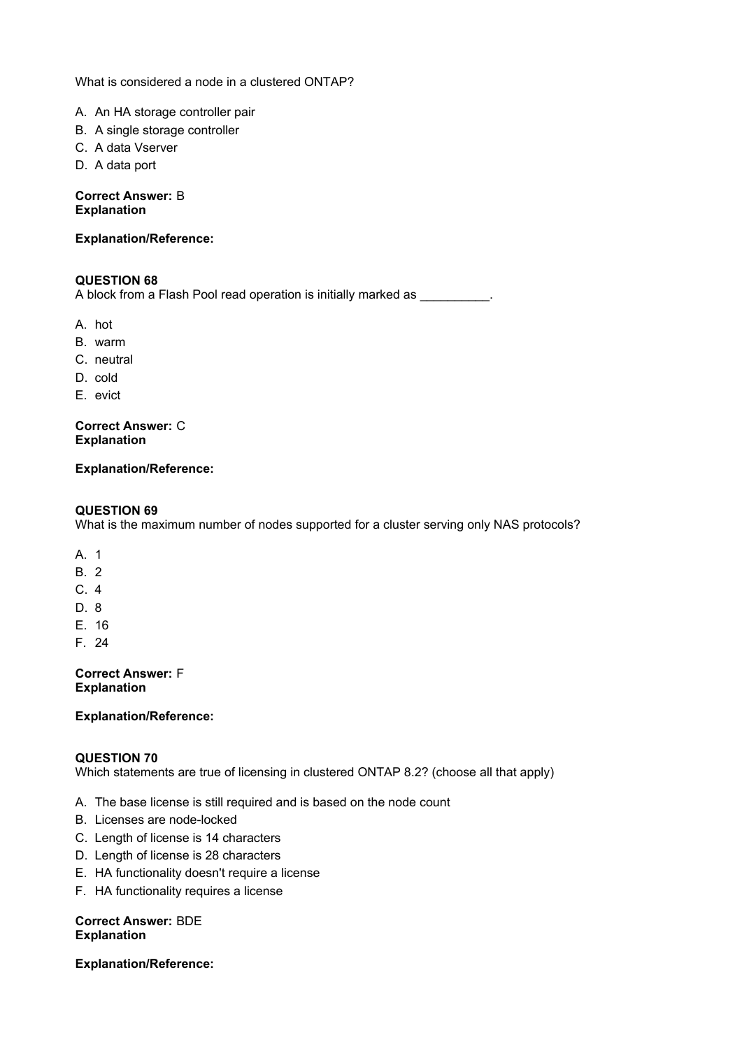What is considered a node in a clustered ONTAP?

A. An HA storage controller pair
B. A single storage controller
C. A data Vserver
D. A data port

**Correct Answer:** B
**Explanation**

**Explanation/Reference:**

**QUESTION 68**
A block from a Flash Pool read operation is initially marked as __________.

A. hot
B. warm
C. neutral
D. cold
E. evict

**Correct Answer:** C
**Explanation**

**Explanation/Reference:**

**QUESTION 69**
What is the maximum number of nodes supported for a cluster serving only NAS protocols?

A. 1
B. 2
C. 4
D. 8
E. 16
F. 24

**Correct Answer:** F
**Explanation**

**Explanation/Reference:**

**QUESTION 70**
Which statements are true of licensing in clustered ONTAP 8.2? (choose all that apply)

A. The base license is still required and is based on the node count
B. Licenses are node-locked
C. Length of license is 14 characters
D. Length of license is 28 characters
E. HA functionality doesn't require a license
F. HA functionality requires a license

**Correct Answer:** BDE
**Explanation**

**Explanation/Reference:**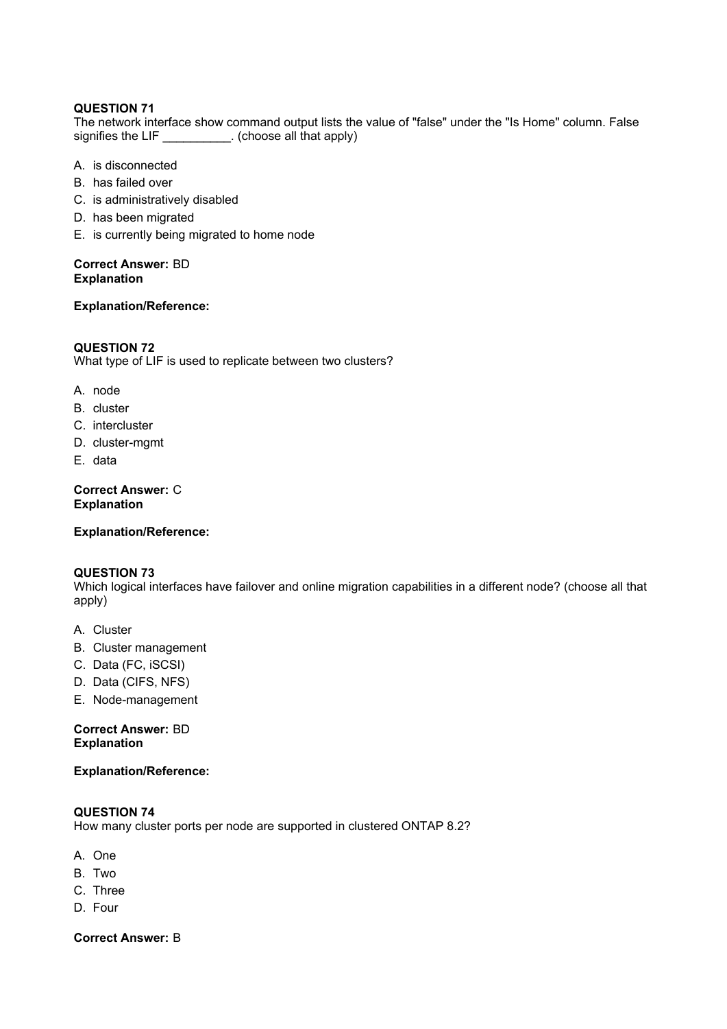**QUESTION 71**
The network interface show command output lists the value of "false" under the "Is Home" column. False signifies the LIF __________. (choose all that apply)

A. is disconnected
B. has failed over
C. is administratively disabled
D. has been migrated
E. is currently being migrated to home node

**Correct Answer:** BD
**Explanation**

**Explanation/Reference:**

**QUESTION 72**
What type of LIF is used to replicate between two clusters?

A. node
B. cluster
C. intercluster
D. cluster-mgmt
E. data

**Correct Answer:** C
**Explanation**

**Explanation/Reference:**

**QUESTION 73**
Which logical interfaces have failover and online migration capabilities in a different node? (choose all that apply)

A. Cluster
B. Cluster management
C. Data (FC, iSCSI)
D. Data (CIFS, NFS)
E. Node-management

**Correct Answer:** BD
**Explanation**

**Explanation/Reference:**

**QUESTION 74**
How many cluster ports per node are supported in clustered ONTAP 8.2?

A. One
B. Two
C. Three
D. Four

**Correct Answer:** B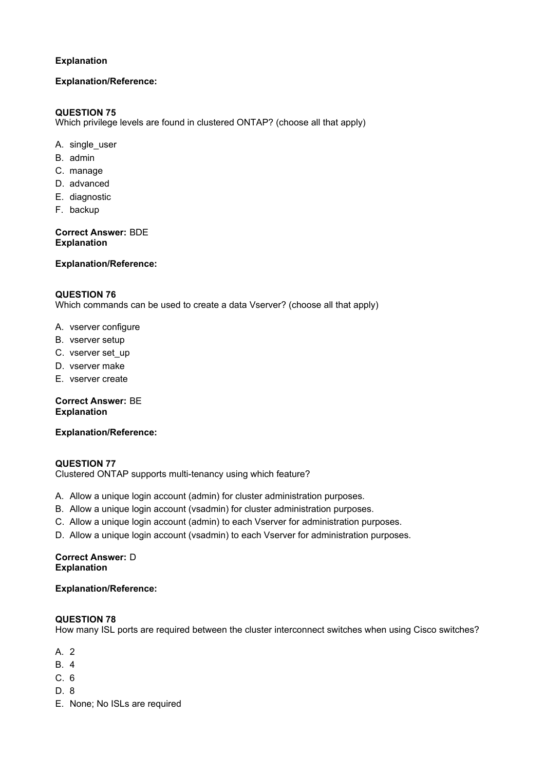**Explanation**

**Explanation/Reference:**

**QUESTION 75**
Which privilege levels are found in clustered ONTAP? (choose all that apply)

A. single_user
B. admin
C. manage
D. advanced
E. diagnostic
F. backup

**Correct Answer:** BDE
**Explanation**

**Explanation/Reference:**

**QUESTION 76**
Which commands can be used to create a data Vserver? (choose all that apply)

A. vserver configure
B. vserver setup
C. vserver set_up
D. vserver make
E. vserver create

**Correct Answer:** BE
**Explanation**

**Explanation/Reference:**

**QUESTION 77**
Clustered ONTAP supports multi-tenancy using which feature?

A. Allow a unique login account (admin) for cluster administration purposes.
B. Allow a unique login account (vsadmin) for cluster administration purposes.
C. Allow a unique login account (admin) to each Vserver for administration purposes.
D. Allow a unique login account (vsadmin) to each Vserver for administration purposes.

**Correct Answer:** D
**Explanation**

**Explanation/Reference:**

**QUESTION 78**
How many ISL ports are required between the cluster interconnect switches when using Cisco switches?

A. 2
B. 4
C. 6
D. 8
E. None; No ISLs are required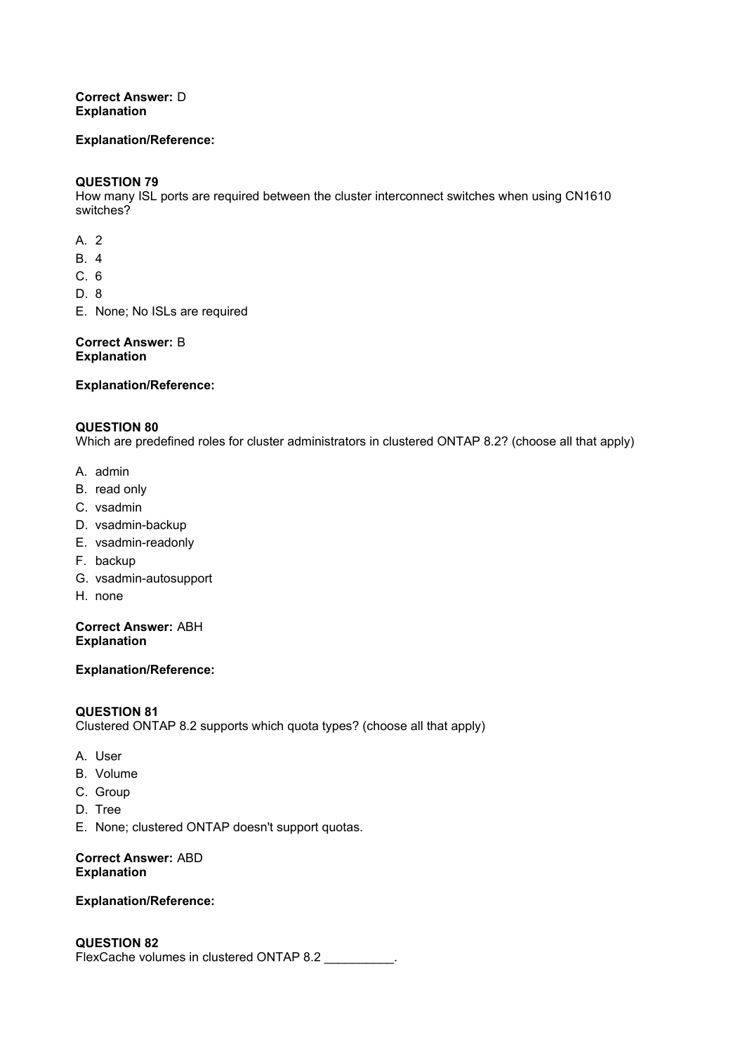**Correct Answer:** D
**Explanation**

**Explanation/Reference:**

**QUESTION 79**
How many ISL ports are required between the cluster interconnect switches when using CN1610 switches?

A. 2
B. 4
C. 6
D. 8
E. None; No ISLs are required

**Correct Answer:** B
**Explanation**

**Explanation/Reference:**

**QUESTION 80**
Which are predefined roles for cluster administrators in clustered ONTAP 8.2? (choose all that apply)

A. admin
B. read only
C. vsadmin
D. vsadmin-backup
E. vsadmin-readonly
F. backup
G. vsadmin-autosupport
H. none

**Correct Answer:** ABH
**Explanation**

**Explanation/Reference:**

**QUESTION 81**
Clustered ONTAP 8.2 supports which quota types? (choose all that apply)

A. User
B. Volume
C. Group
D. Tree
E. None; clustered ONTAP doesn't support quotas.

**Correct Answer:** ABD
**Explanation**

**Explanation/Reference:**

**QUESTION 82**
FlexCache volumes in clustered ONTAP 8.2 __________.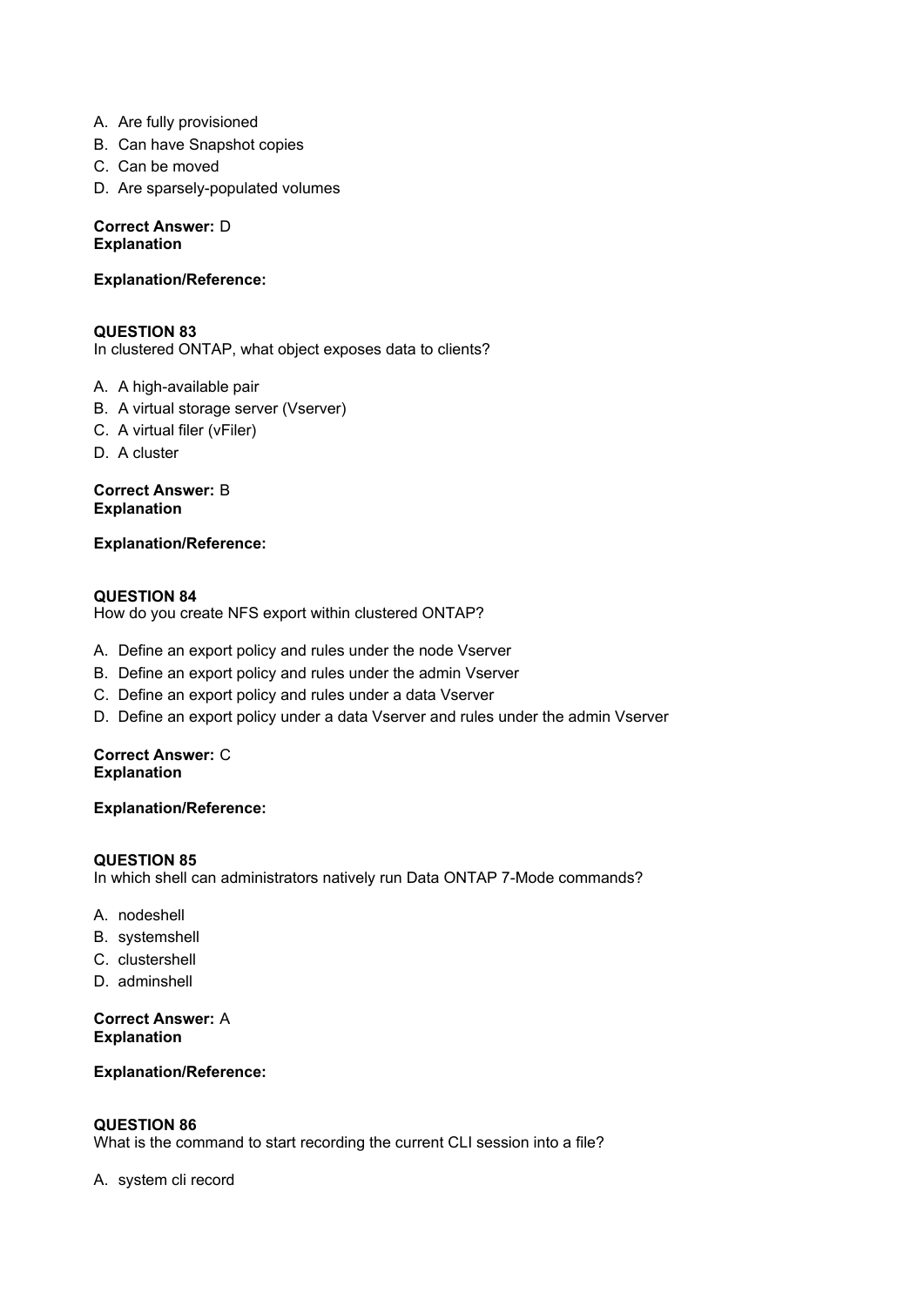A. Are fully provisioned
B. Can have Snapshot copies
C. Can be moved
D. Are sparsely-populated volumes

**Correct Answer:** D
**Explanation**

**Explanation/Reference:**

**QUESTION 83**
In clustered ONTAP, what object exposes data to clients?

A. A high-available pair
B. A virtual storage server (Vserver)
C. A virtual filer (vFiler)
D. A cluster

**Correct Answer:** B
**Explanation**

**Explanation/Reference:**

**QUESTION 84**
How do you create NFS export within clustered ONTAP?

A. Define an export policy and rules under the node Vserver
B. Define an export policy and rules under the admin Vserver
C. Define an export policy and rules under a data Vserver
D. Define an export policy under a data Vserver and rules under the admin Vserver

**Correct Answer:** C
**Explanation**

**Explanation/Reference:**

**QUESTION 85**
In which shell can administrators natively run Data ONTAP 7-Mode commands?

A. nodeshell
B. systemshell
C. clustershell
D. adminshell

**Correct Answer:** A
**Explanation**

**Explanation/Reference:**

**QUESTION 86**
What is the command to start recording the current CLI session into a file?

A. system cli record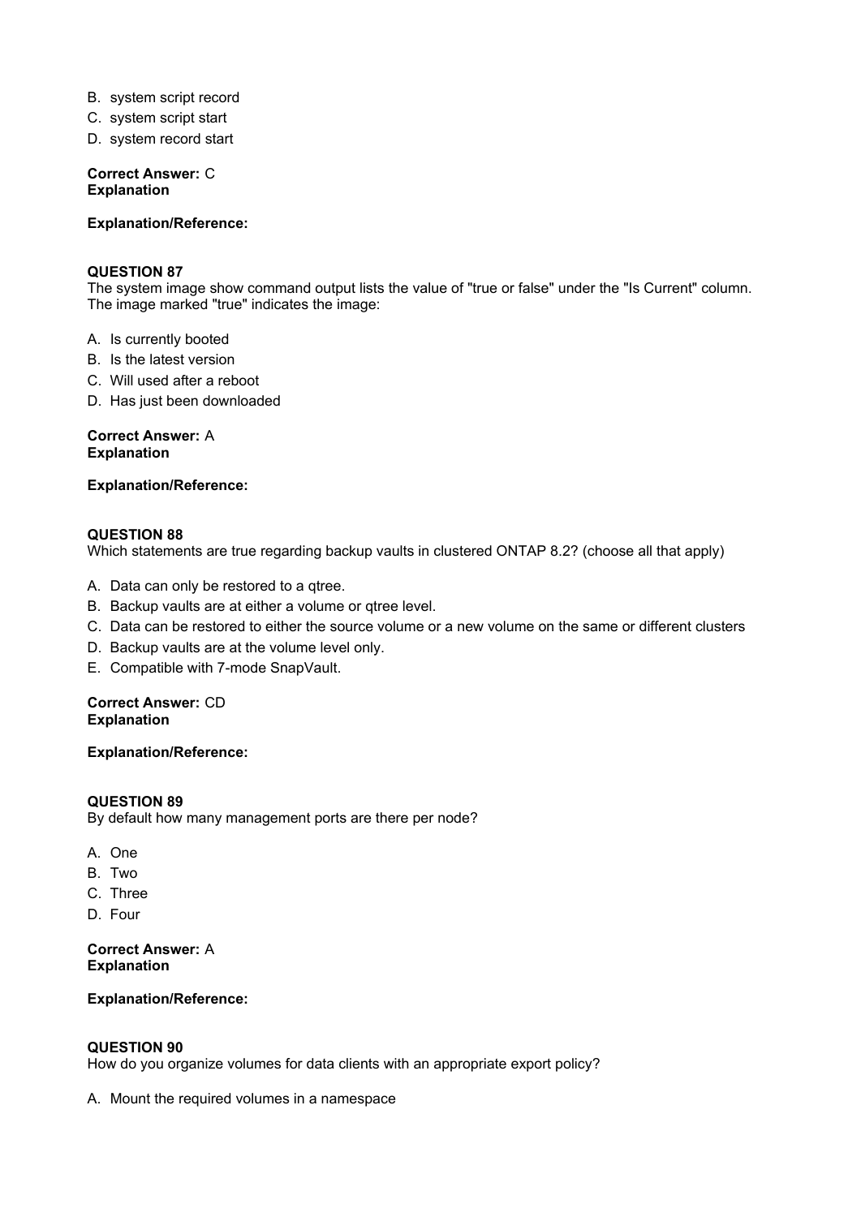B. system script record
C. system script start
D. system record start

**Correct Answer:** C
**Explanation**

**Explanation/Reference:**

**QUESTION 87**
The system image show command output lists the value of "true or false" under the "Is Current" column. The image marked "true" indicates the image:

A. Is currently booted
B. Is the latest version
C. Will used after a reboot
D. Has just been downloaded

**Correct Answer:** A
**Explanation**

**Explanation/Reference:**

**QUESTION 88**
Which statements are true regarding backup vaults in clustered ONTAP 8.2? (choose all that apply)

A. Data can only be restored to a qtree.
B. Backup vaults are at either a volume or qtree level.
C. Data can be restored to either the source volume or a new volume on the same or different clusters
D. Backup vaults are at the volume level only.
E. Compatible with 7-mode SnapVault.

**Correct Answer:** CD
**Explanation**

**Explanation/Reference:**

**QUESTION 89**
By default how many management ports are there per node?

A. One
B. Two
C. Three
D. Four

**Correct Answer:** A
**Explanation**

**Explanation/Reference:**

**QUESTION 90**
How do you organize volumes for data clients with an appropriate export policy?

A. Mount the required volumes in a namespace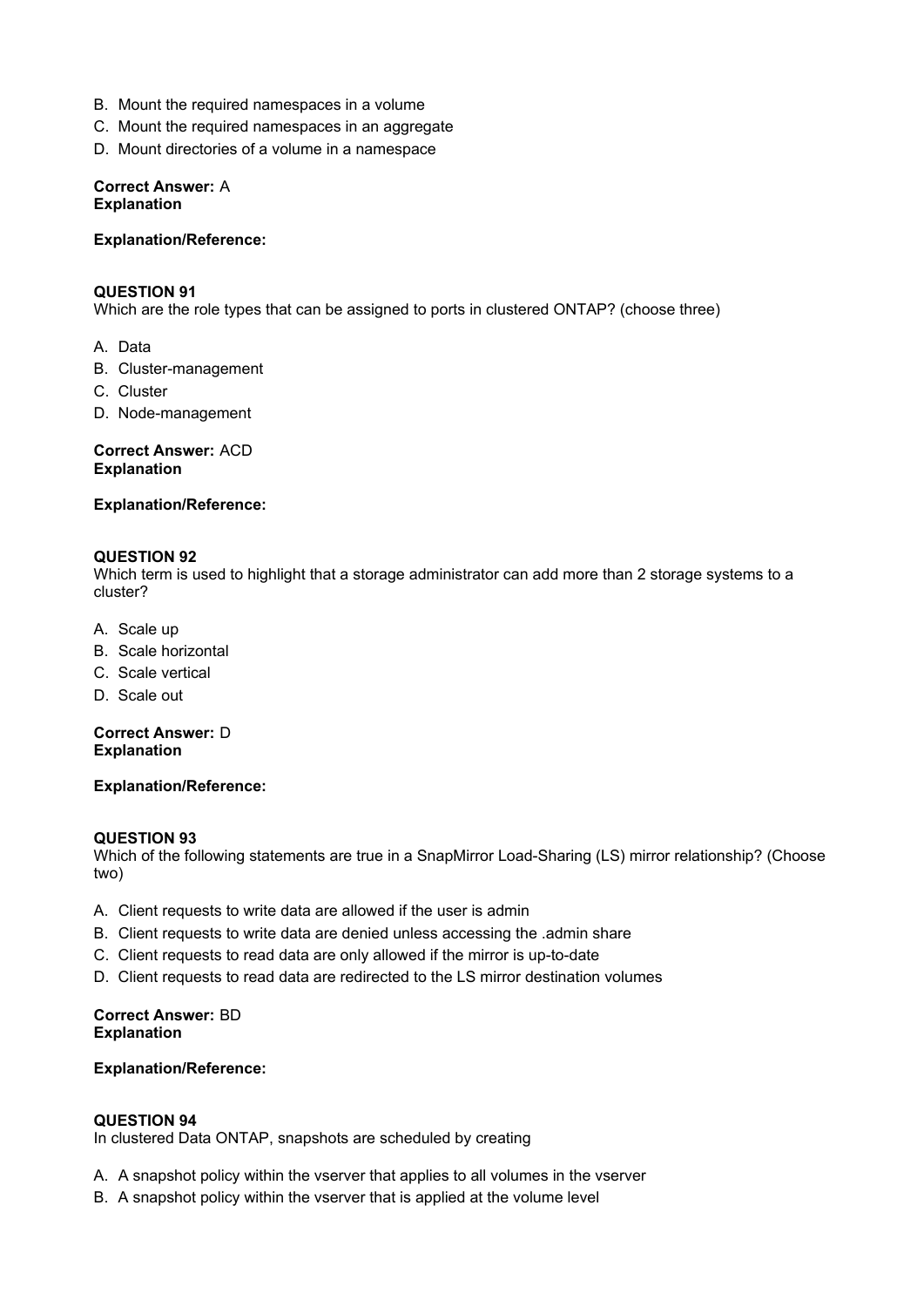B. Mount the required namespaces in a volume
C. Mount the required namespaces in an aggregate
D. Mount directories of a volume in a namespace

**Correct Answer:** A
**Explanation**

**Explanation/Reference:**

**QUESTION 91**
Which are the role types that can be assigned to ports in clustered ONTAP? (choose three)

A. Data
B. Cluster-management
C. Cluster
D. Node-management

**Correct Answer:** ACD
**Explanation**

**Explanation/Reference:**

**QUESTION 92**
Which term is used to highlight that a storage administrator can add more than 2 storage systems to a cluster?

A. Scale up
B. Scale horizontal
C. Scale vertical
D. Scale out

**Correct Answer:** D
**Explanation**

**Explanation/Reference:**

**QUESTION 93**
Which of the following statements are true in a SnapMirror Load-Sharing (LS) mirror relationship? (Choose two)

A. Client requests to write data are allowed if the user is admin
B. Client requests to write data are denied unless accessing the .admin share
C. Client requests to read data are only allowed if the mirror is up-to-date
D. Client requests to read data are redirected to the LS mirror destination volumes

**Correct Answer:** BD
**Explanation**

**Explanation/Reference:**

**QUESTION 94**
In clustered Data ONTAP, snapshots are scheduled by creating

A. A snapshot policy within the vserver that applies to all volumes in the vserver
B. A snapshot policy within the vserver that is applied at the volume level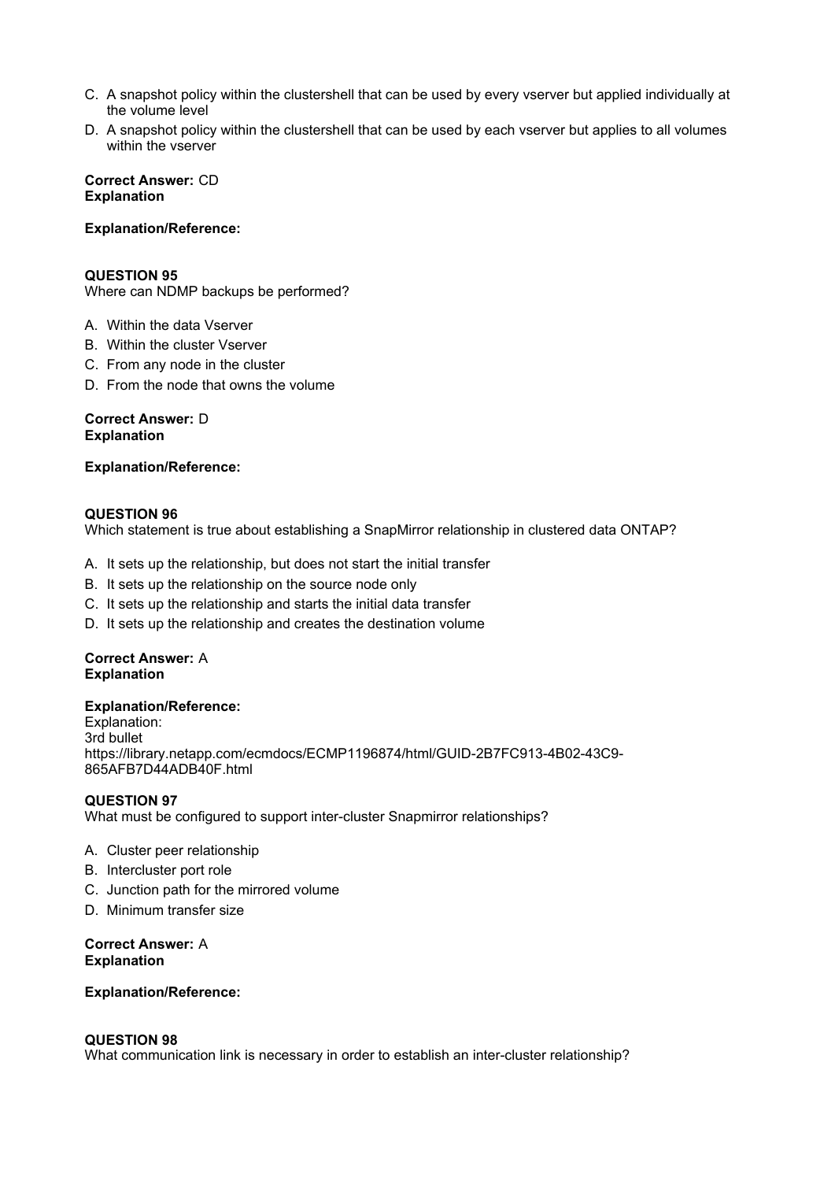C. A snapshot policy within the clustershell that can be used by every vserver but applied individually at the volume level
D. A snapshot policy within the clustershell that can be used by each vserver but applies to all volumes within the vserver

**Correct Answer:** CD
**Explanation**

**Explanation/Reference:**

**QUESTION 95**
Where can NDMP backups be performed?

A. Within the data Vserver
B. Within the cluster Vserver
C. From any node in the cluster
D. From the node that owns the volume

**Correct Answer:** D
**Explanation**

**Explanation/Reference:**

**QUESTION 96**
Which statement is true about establishing a SnapMirror relationship in clustered data ONTAP?

A. It sets up the relationship, but does not start the initial transfer
B. It sets up the relationship on the source node only
C. It sets up the relationship and starts the initial data transfer
D. It sets up the relationship and creates the destination volume

**Correct Answer:** A
**Explanation**

**Explanation/Reference:**
Explanation:
3rd bullet
https://library.netapp.com/ecmdocs/ECMP1196874/html/GUID-2B7FC913-4B02-43C9-865AFB7D44ADB40F.html

**QUESTION 97**
What must be configured to support inter-cluster Snapmirror relationships?

A. Cluster peer relationship
B. Intercluster port role
C. Junction path for the mirrored volume
D. Minimum transfer size

**Correct Answer:** A
**Explanation**

**Explanation/Reference:**

**QUESTION 98**
What communication link is necessary in order to establish an inter-cluster relationship?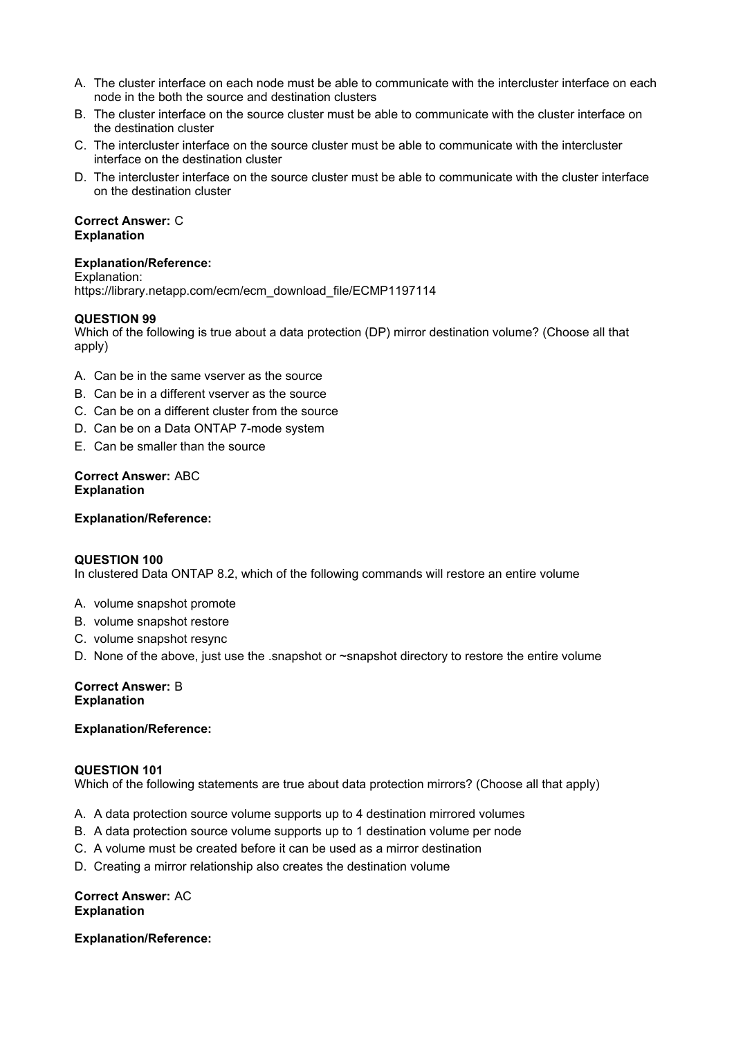A. The cluster interface on each node must be able to communicate with the intercluster interface on each node in the both the source and destination clusters
B. The cluster interface on the source cluster must be able to communicate with the cluster interface on the destination cluster
C. The intercluster interface on the source cluster must be able to communicate with the intercluster interface on the destination cluster
D. The intercluster interface on the source cluster must be able to communicate with the cluster interface on the destination cluster

**Correct Answer:** C
**Explanation**

**Explanation/Reference:**
Explanation:
https://library.netapp.com/ecm/ecm_download_file/ECMP1197114

**QUESTION 99**
Which of the following is true about a data protection (DP) mirror destination volume? (Choose all that apply)

A. Can be in the same vserver as the source
B. Can be in a different vserver as the source
C. Can be on a different cluster from the source
D. Can be on a Data ONTAP 7-mode system
E. Can be smaller than the source

**Correct Answer:** ABC
**Explanation**

**Explanation/Reference:**

**QUESTION 100**
In clustered Data ONTAP 8.2, which of the following commands will restore an entire volume

A. volume snapshot promote
B. volume snapshot restore
C. volume snapshot resync
D. None of the above, just use the .snapshot or ~snapshot directory to restore the entire volume

**Correct Answer:** B
**Explanation**

**Explanation/Reference:**

**QUESTION 101**
Which of the following statements are true about data protection mirrors? (Choose all that apply)

A. A data protection source volume supports up to 4 destination mirrored volumes
B. A data protection source volume supports up to 1 destination volume per node
C. A volume must be created before it can be used as a mirror destination
D. Creating a mirror relationship also creates the destination volume

**Correct Answer:** AC
**Explanation**

**Explanation/Reference:**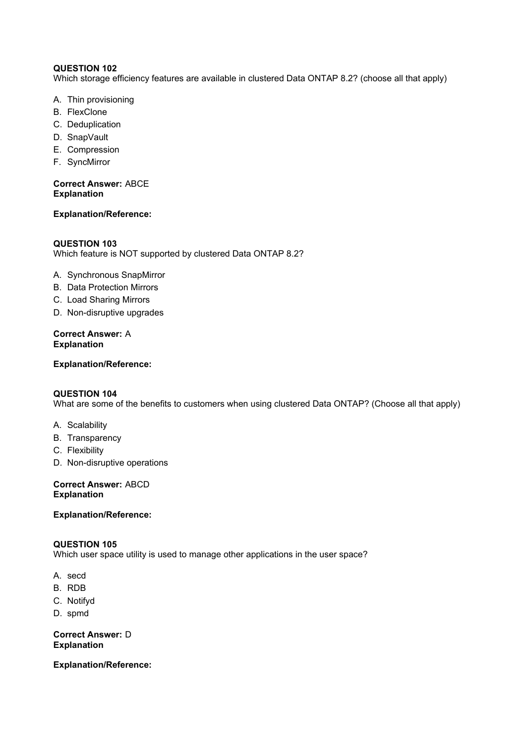**QUESTION 102**
Which storage efficiency features are available in clustered Data ONTAP 8.2? (choose all that apply)

A. Thin provisioning
B. FlexClone
C. Deduplication
D. SnapVault
E. Compression
F. SyncMirror

**Correct Answer:** ABCE
**Explanation**

**Explanation/Reference:**

**QUESTION 103**
Which feature is NOT supported by clustered Data ONTAP 8.2?

A. Synchronous SnapMirror
B. Data Protection Mirrors
C. Load Sharing Mirrors
D. Non-disruptive upgrades

**Correct Answer:** A
**Explanation**

**Explanation/Reference:**

**QUESTION 104**
What are some of the benefits to customers when using clustered Data ONTAP? (Choose all that apply)

A. Scalability
B. Transparency
C. Flexibility
D. Non-disruptive operations

**Correct Answer:** ABCD
**Explanation**

**Explanation/Reference:**

**QUESTION 105**
Which user space utility is used to manage other applications in the user space?

A. secd
B. RDB
C. Notifyd
D. spmd

**Correct Answer:** D
**Explanation**

**Explanation/Reference:**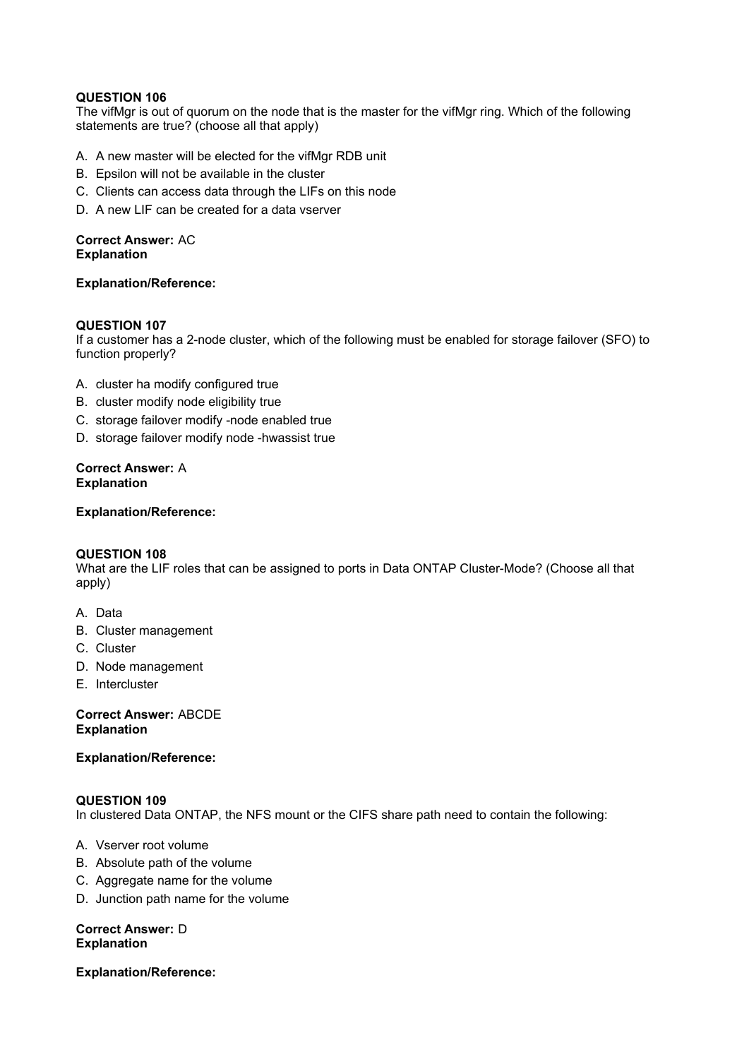**QUESTION 106**
The vifMgr is out of quorum on the node that is the master for the vifMgr ring. Which of the following statements are true? (choose all that apply)

A. A new master will be elected for the vifMgr RDB unit
B. Epsilon will not be available in the cluster
C. Clients can access data through the LIFs on this node
D. A new LIF can be created for a data vserver

**Correct Answer:** AC
**Explanation**

**Explanation/Reference:**

**QUESTION 107**
If a customer has a 2-node cluster, which of the following must be enabled for storage failover (SFO) to function properly?

A. cluster ha modify configured true
B. cluster modify node eligibility true
C. storage failover modify -node enabled true
D. storage failover modify node -hwassist true

**Correct Answer:** A
**Explanation**

**Explanation/Reference:**

**QUESTION 108**
What are the LIF roles that can be assigned to ports in Data ONTAP Cluster-Mode? (Choose all that apply)

A. Data
B. Cluster management
C. Cluster
D. Node management
E. Intercluster

**Correct Answer:** ABCDE
**Explanation**

**Explanation/Reference:**

**QUESTION 109**
In clustered Data ONTAP, the NFS mount or the CIFS share path need to contain the following:

A. Vserver root volume
B. Absolute path of the volume
C. Aggregate name for the volume
D. Junction path name for the volume

**Correct Answer:** D
**Explanation**

**Explanation/Reference:**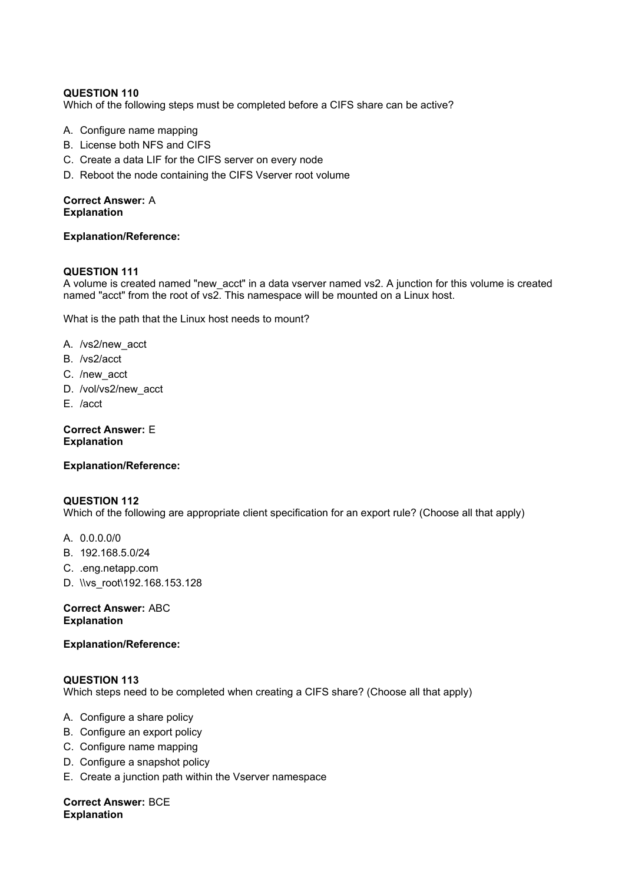**QUESTION 110**
Which of the following steps must be completed before a CIFS share can be active?

A. Configure name mapping
B. License both NFS and CIFS
C. Create a data LIF for the CIFS server on every node
D. Reboot the node containing the CIFS Vserver root volume

**Correct Answer:** A
**Explanation**

**Explanation/Reference:**

**QUESTION 111**
A volume is created named "new_acct" in a data vserver named vs2. A junction for this volume is created named "acct" from the root of vs2. This namespace will be mounted on a Linux host.

What is the path that the Linux host needs to mount?

A. /vs2/new_acct
B. /vs2/acct
C. /new_acct
D. /vol/vs2/new_acct
E. /acct

**Correct Answer:** E
**Explanation**

**Explanation/Reference:**

**QUESTION 112**
Which of the following are appropriate client specification for an export rule? (Choose all that apply)

A. 0.0.0.0/0
B. 192.168.5.0/24
C. .eng.netapp.com
D. \\vs_root\192.168.153.128

**Correct Answer:** ABC
**Explanation**

**Explanation/Reference:**

**QUESTION 113**
Which steps need to be completed when creating a CIFS share? (Choose all that apply)

A. Configure a share policy
B. Configure an export policy
C. Configure name mapping
D. Configure a snapshot policy
E. Create a junction path within the Vserver namespace

**Correct Answer:** BCE
**Explanation**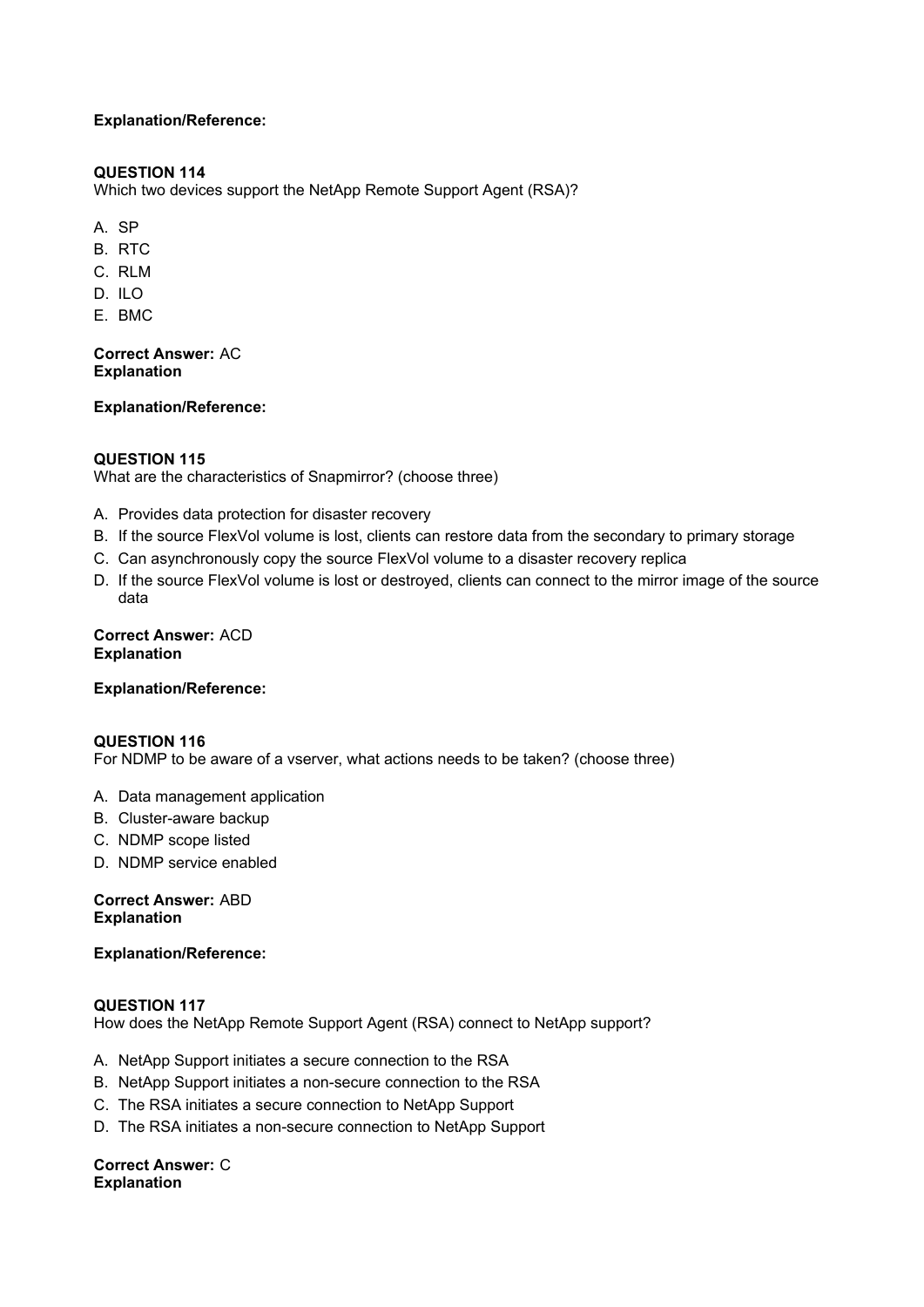**Explanation/Reference:**

**QUESTION 114**
Which two devices support the NetApp Remote Support Agent (RSA)?

A. SP
B. RTC
C. RLM
D. ILO
E. BMC

**Correct Answer:** AC
**Explanation**

**Explanation/Reference:**

**QUESTION 115**
What are the characteristics of Snapmirror? (choose three)

A. Provides data protection for disaster recovery
B. If the source FlexVol volume is lost, clients can restore data from the secondary to primary storage
C. Can asynchronously copy the source FlexVol volume to a disaster recovery replica
D. If the source FlexVol volume is lost or destroyed, clients can connect to the mirror image of the source data

**Correct Answer:** ACD
**Explanation**

**Explanation/Reference:**

**QUESTION 116**
For NDMP to be aware of a vserver, what actions needs to be taken? (choose three)

A. Data management application
B. Cluster-aware backup
C. NDMP scope listed
D. NDMP service enabled

**Correct Answer:** ABD
**Explanation**

**Explanation/Reference:**

**QUESTION 117**
How does the NetApp Remote Support Agent (RSA) connect to NetApp support?

A. NetApp Support initiates a secure connection to the RSA
B. NetApp Support initiates a non-secure connection to the RSA
C. The RSA initiates a secure connection to NetApp Support
D. The RSA initiates a non-secure connection to NetApp Support

**Correct Answer:** C
**Explanation**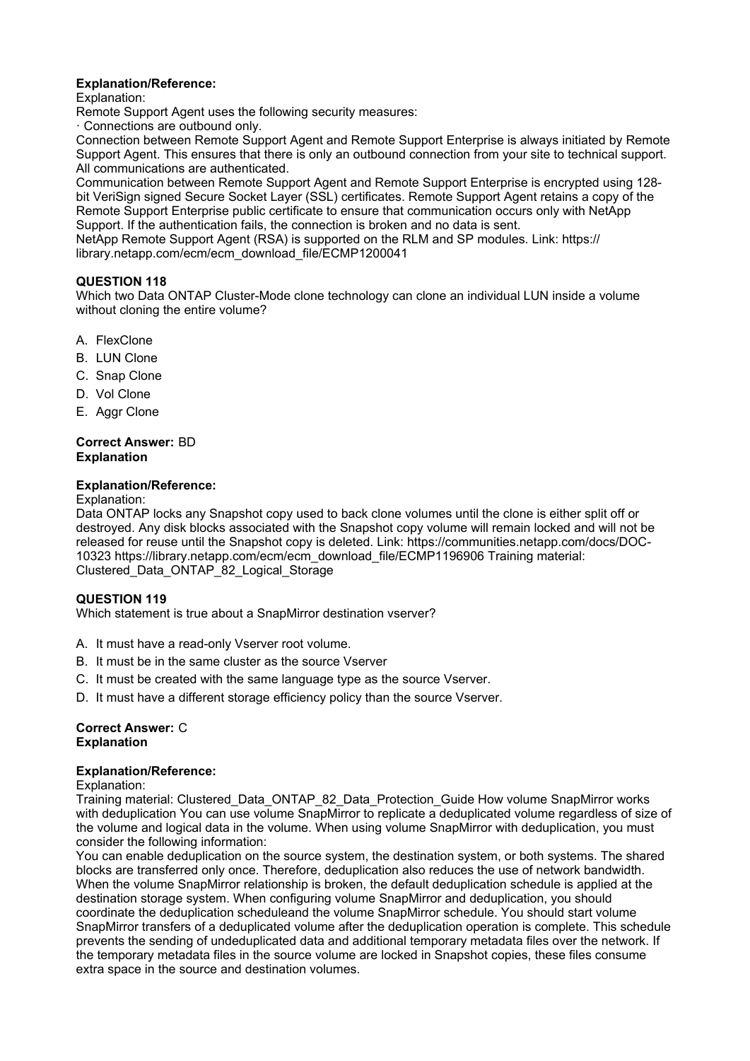**Explanation/Reference:**

Explanation:

Remote Support Agent uses the following security measures:

· Connections are outbound only.

Connection between Remote Support Agent and Remote Support Enterprise is always initiated by Remote Support Agent. This ensures that there is only an outbound connection from your site to technical support. All communications are authenticated.

Communication between Remote Support Agent and Remote Support Enterprise is encrypted using 128-bit VeriSign signed Secure Socket Layer (SSL) certificates. Remote Support Agent retains a copy of the Remote Support Enterprise public certificate to ensure that communication occurs only with NetApp Support. If the authentication fails, the connection is broken and no data is sent.

NetApp Remote Support Agent (RSA) is supported on the RLM and SP modules. Link: https://library.netapp.com/ecm/ecm_download_file/ECMP1200041

**QUESTION 118**

Which two Data ONTAP Cluster-Mode clone technology can clone an individual LUN inside a volume without cloning the entire volume?

A. FlexClone
B. LUN Clone
C. Snap Clone
D. Vol Clone
E. Aggr Clone

**Correct Answer:** BD
**Explanation**

**Explanation/Reference:**

Explanation:

Data ONTAP locks any Snapshot copy used to back clone volumes until the clone is either split off or destroyed. Any disk blocks associated with the Snapshot copy volume will remain locked and will not be released for reuse until the Snapshot copy is deleted. Link: https://communities.netapp.com/docs/DOC-10323 https://library.netapp.com/ecm/ecm_download_file/ECMP1196906 Training material: Clustered_Data_ONTAP_82_Logical_Storage

**QUESTION 119**

Which statement is true about a SnapMirror destination vserver?

A. It must have a read-only Vserver root volume.
B. It must be in the same cluster as the source Vserver
C. It must be created with the same language type as the source Vserver.
D. It must have a different storage efficiency policy than the source Vserver.

**Correct Answer:** C
**Explanation**

**Explanation/Reference:**

Explanation:

Training material: Clustered_Data_ONTAP_82_Data_Protection_Guide How volume SnapMirror works with deduplication You can use volume SnapMirror to replicate a deduplicated volume regardless of size of the volume and logical data in the volume. When using volume SnapMirror with deduplication, you must consider the following information:

You can enable deduplication on the source system, the destination system, or both systems. The shared blocks are transferred only once. Therefore, deduplication also reduces the use of network bandwidth. When the volume SnapMirror relationship is broken, the default deduplication schedule is applied at the destination storage system. When configuring volume SnapMirror and deduplication, you should coordinate the deduplication scheduleand the volume SnapMirror schedule. You should start volume SnapMirror transfers of a deduplicated volume after the deduplication operation is complete. This schedule prevents the sending of undeduplicated data and additional temporary metadata files over the network. If the temporary metadata files in the source volume are locked in Snapshot copies, these files consume extra space in the source and destination volumes.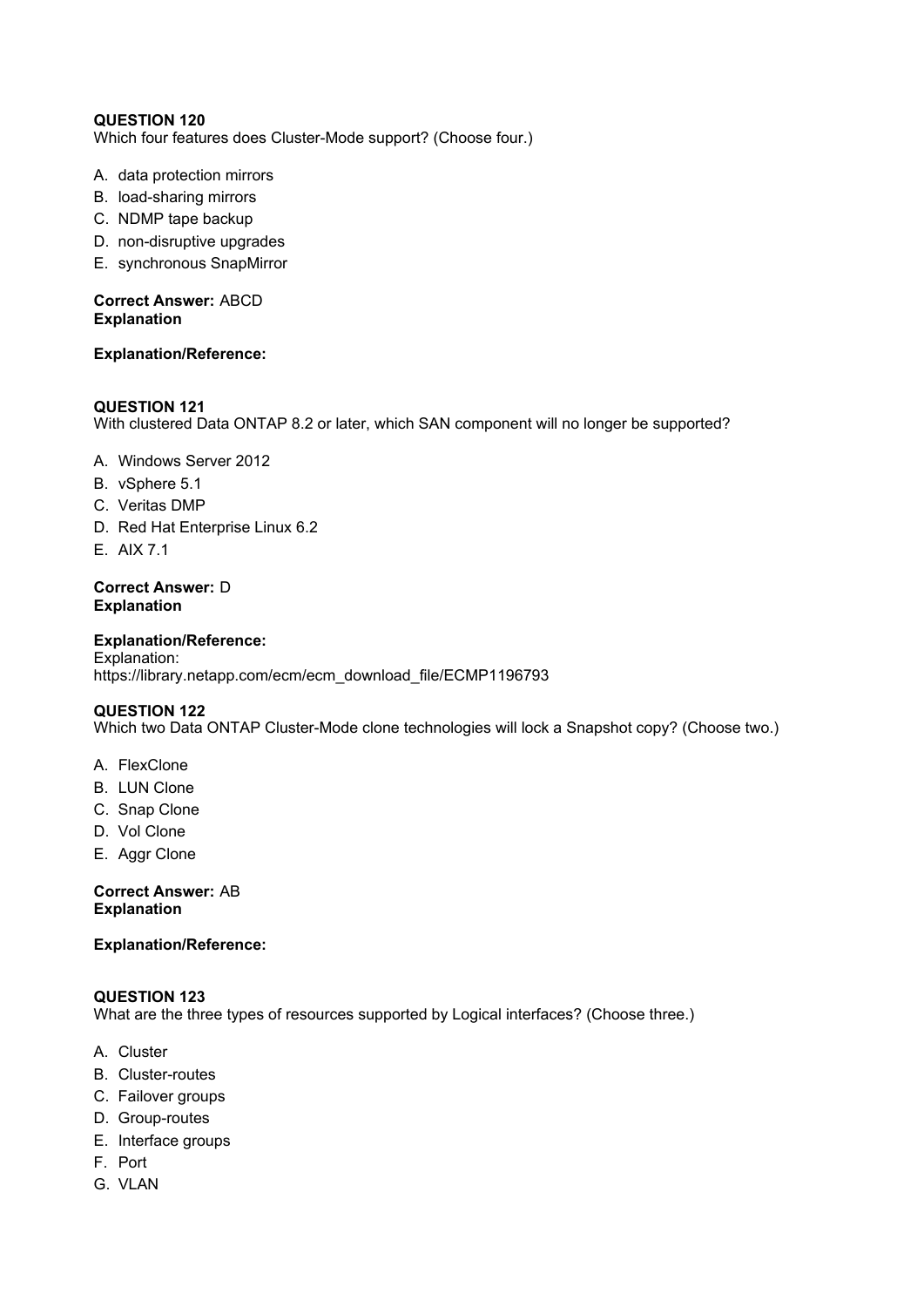**QUESTION 120**
Which four features does Cluster-Mode support? (Choose four.)

A. data protection mirrors
B. load-sharing mirrors
C. NDMP tape backup
D. non-disruptive upgrades
E. synchronous SnapMirror

**Correct Answer:** ABCD
**Explanation**

**Explanation/Reference:**

**QUESTION 121**
With clustered Data ONTAP 8.2 or later, which SAN component will no longer be supported?

A. Windows Server 2012
B. vSphere 5.1
C. Veritas DMP
D. Red Hat Enterprise Linux 6.2
E. AIX 7.1

**Correct Answer:** D
**Explanation**

**Explanation/Reference:**
Explanation:
https://library.netapp.com/ecm/ecm_download_file/ECMP1196793

**QUESTION 122**
Which two Data ONTAP Cluster-Mode clone technologies will lock a Snapshot copy? (Choose two.)

A. FlexClone
B. LUN Clone
C. Snap Clone
D. Vol Clone
E. Aggr Clone

**Correct Answer:** AB
**Explanation**

**Explanation/Reference:**

**QUESTION 123**
What are the three types of resources supported by Logical interfaces? (Choose three.)

A. Cluster
B. Cluster-routes
C. Failover groups
D. Group-routes
E. Interface groups
F. Port
G. VLAN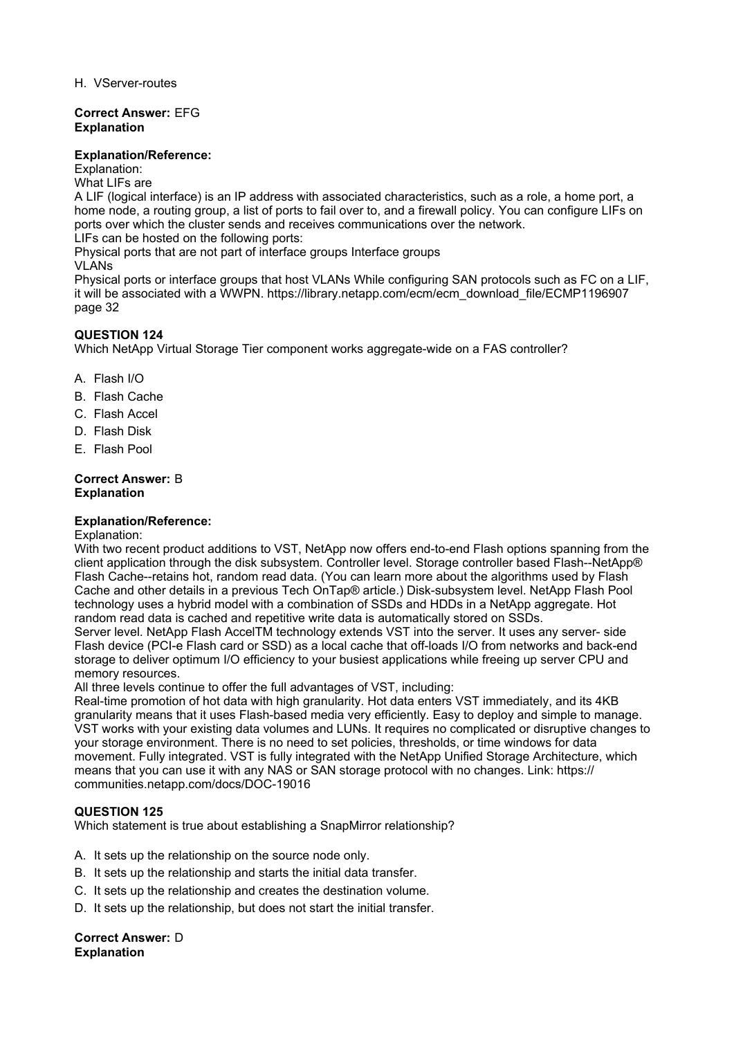H. VServer-routes

**Correct Answer:** EFG
**Explanation**

**Explanation/Reference:**
Explanation:
What LIFs are
A LIF (logical interface) is an IP address with associated characteristics, such as a role, a home port, a home node, a routing group, a list of ports to fail over to, and a firewall policy. You can configure LIFs on ports over which the cluster sends and receives communications over the network.
LIFs can be hosted on the following ports:
Physical ports that are not part of interface groups Interface groups
VLANs
Physical ports or interface groups that host VLANs While configuring SAN protocols such as FC on a LIF, it will be associated with a WWPN. https://library.netapp.com/ecm/ecm_download_file/ECMP1196907 page 32

**QUESTION 124**
Which NetApp Virtual Storage Tier component works aggregate-wide on a FAS controller?

A. Flash I/O
B. Flash Cache
C. Flash Accel
D. Flash Disk
E. Flash Pool

**Correct Answer:** B
**Explanation**

**Explanation/Reference:**
Explanation:
With two recent product additions to VST, NetApp now offers end-to-end Flash options spanning from the client application through the disk subsystem. Controller level. Storage controller based Flash--NetApp® Flash Cache--retains hot, random read data. (You can learn more about the algorithms used by Flash Cache and other details in a previous Tech OnTap® article.) Disk-subsystem level. NetApp Flash Pool technology uses a hybrid model with a combination of SSDs and HDDs in a NetApp aggregate. Hot random read data is cached and repetitive write data is automatically stored on SSDs.
Server level. NetApp Flash AccelTM technology extends VST into the server. It uses any server- side Flash device (PCI-e Flash card or SSD) as a local cache that off-loads I/O from networks and back-end storage to deliver optimum I/O efficiency to your busiest applications while freeing up server CPU and memory resources.
All three levels continue to offer the full advantages of VST, including:
Real-time promotion of hot data with high granularity. Hot data enters VST immediately, and its 4KB granularity means that it uses Flash-based media very efficiently. Easy to deploy and simple to manage. VST works with your existing data volumes and LUNs. It requires no complicated or disruptive changes to your storage environment. There is no need to set policies, thresholds, or time windows for data movement. Fully integrated. VST is fully integrated with the NetApp Unified Storage Architecture, which means that you can use it with any NAS or SAN storage protocol with no changes. Link: https:// communities.netapp.com/docs/DOC-19016

**QUESTION 125**
Which statement is true about establishing a SnapMirror relationship?

A. It sets up the relationship on the source node only.
B. It sets up the relationship and starts the initial data transfer.
C. It sets up the relationship and creates the destination volume.
D. It sets up the relationship, but does not start the initial transfer.

**Correct Answer:** D
**Explanation**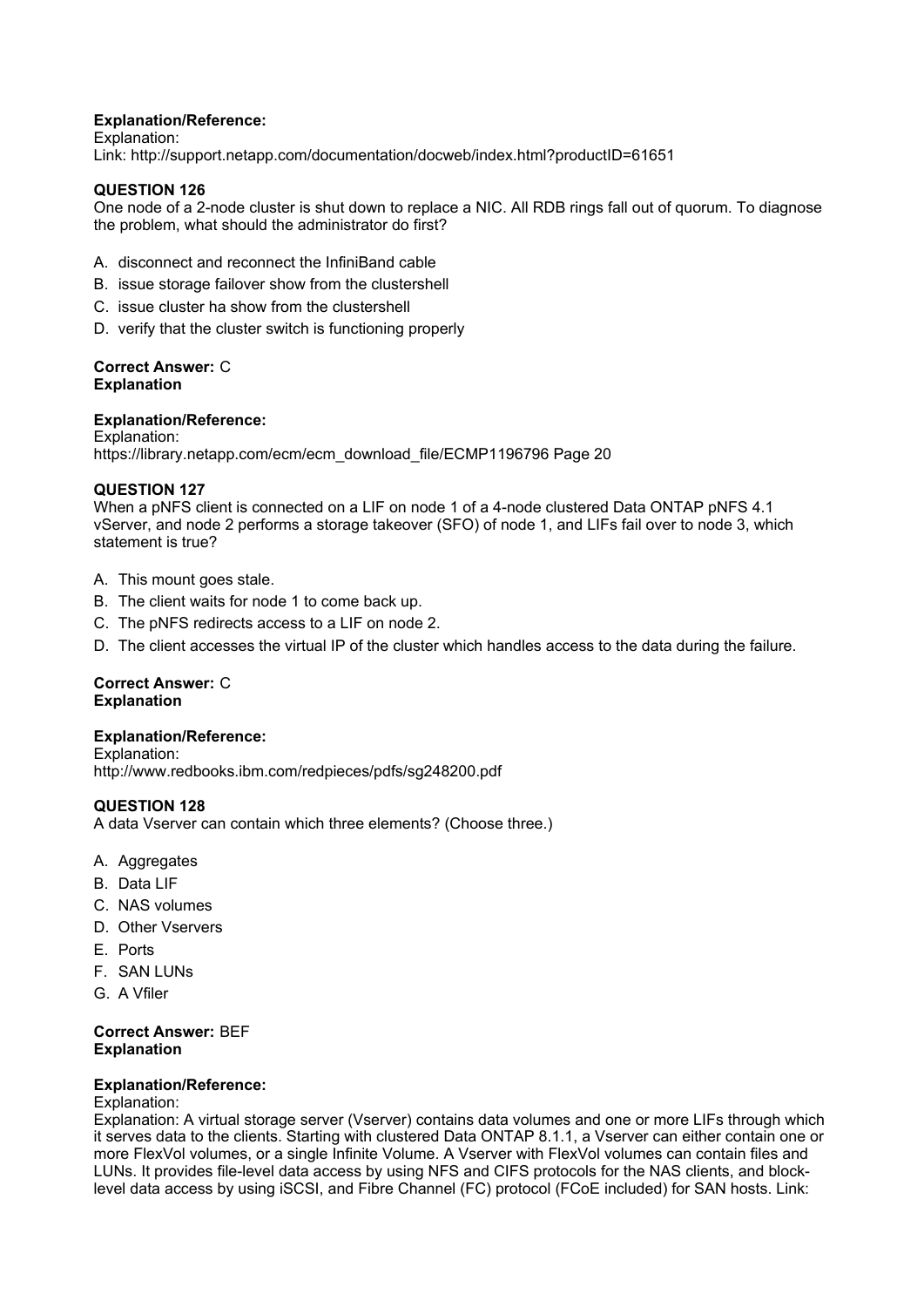**Explanation/Reference:**
Explanation:
Link: http://support.netapp.com/documentation/docweb/index.html?productID=61651

**QUESTION 126**
One node of a 2-node cluster is shut down to replace a NIC. All RDB rings fall out of quorum. To diagnose the problem, what should the administrator do first?

A. disconnect and reconnect the InfiniBand cable
B. issue storage failover show from the clustershell
C. issue cluster ha show from the clustershell
D. verify that the cluster switch is functioning properly

**Correct Answer:** C
**Explanation**

**Explanation/Reference:**
Explanation:
https://library.netapp.com/ecm/ecm_download_file/ECMP1196796 Page 20

**QUESTION 127**
When a pNFS client is connected on a LIF on node 1 of a 4-node clustered Data ONTAP pNFS 4.1 vServer, and node 2 performs a storage takeover (SFO) of node 1, and LIFs fail over to node 3, which statement is true?

A. This mount goes stale.
B. The client waits for node 1 to come back up.
C. The pNFS redirects access to a LIF on node 2.
D. The client accesses the virtual IP of the cluster which handles access to the data during the failure.

**Correct Answer:** C
**Explanation**

**Explanation/Reference:**
Explanation:
http://www.redbooks.ibm.com/redpieces/pdfs/sg248200.pdf

**QUESTION 128**
A data Vserver can contain which three elements? (Choose three.)

A. Aggregates
B. Data LIF
C. NAS volumes
D. Other Vservers
E. Ports
F. SAN LUNs
G. A Vfiler

**Correct Answer:** BEF
**Explanation**

**Explanation/Reference:**
Explanation:
Explanation: A virtual storage server (Vserver) contains data volumes and one or more LIFs through which it serves data to the clients. Starting with clustered Data ONTAP 8.1.1, a Vserver can either contain one or more FlexVol volumes, or a single Infinite Volume. A Vserver with FlexVol volumes can contain files and LUNs. It provides file-level data access by using NFS and CIFS protocols for the NAS clients, and block-level data access by using iSCSI, and Fibre Channel (FC) protocol (FCoE included) for SAN hosts. Link: